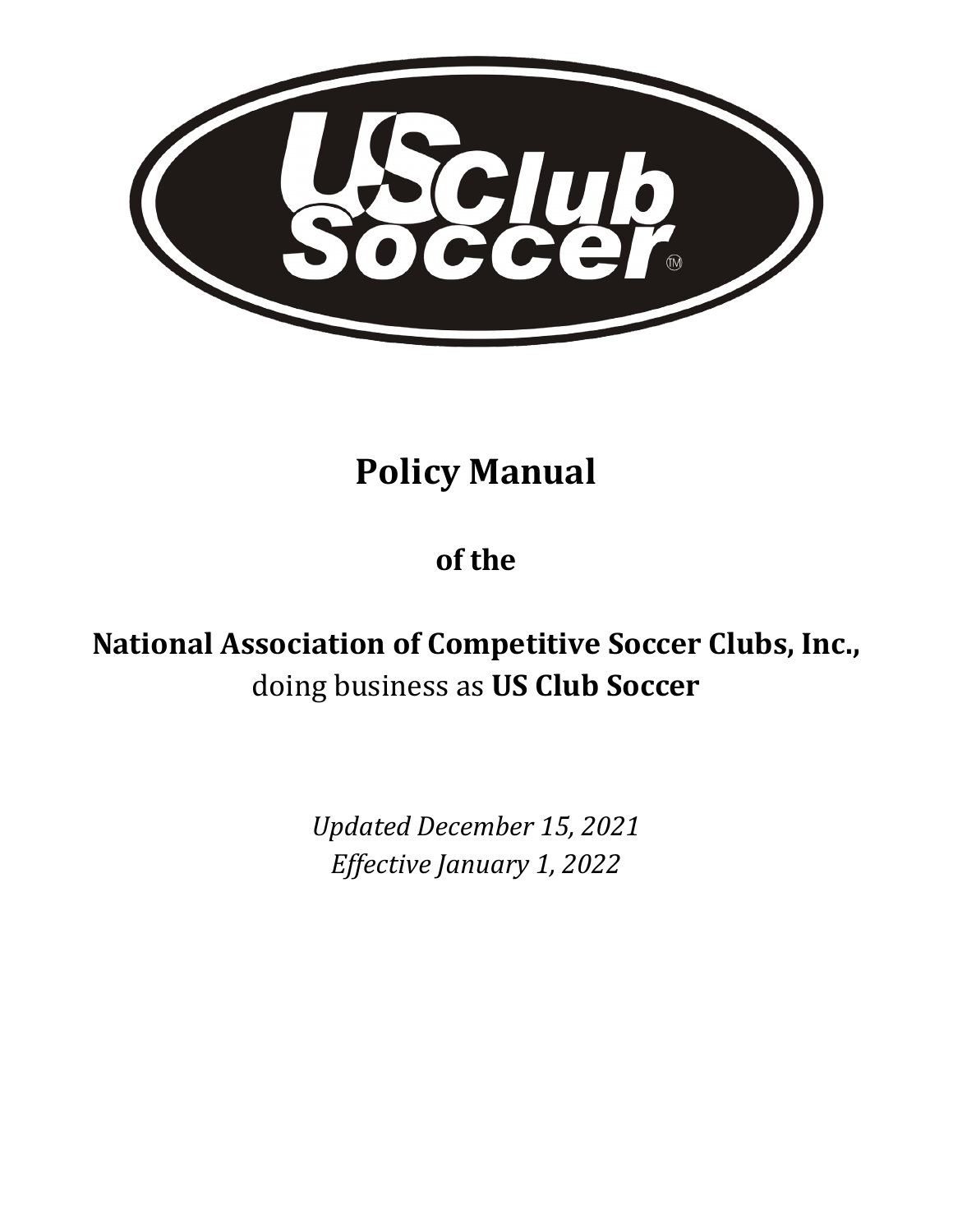# Policy Manual

**of the**

**National Association of Competitive Soccer Clubs, Inc.,**
doing business as **US Club Soccer**

*Updated December 15, 2021*
*Effective January 1, 2022*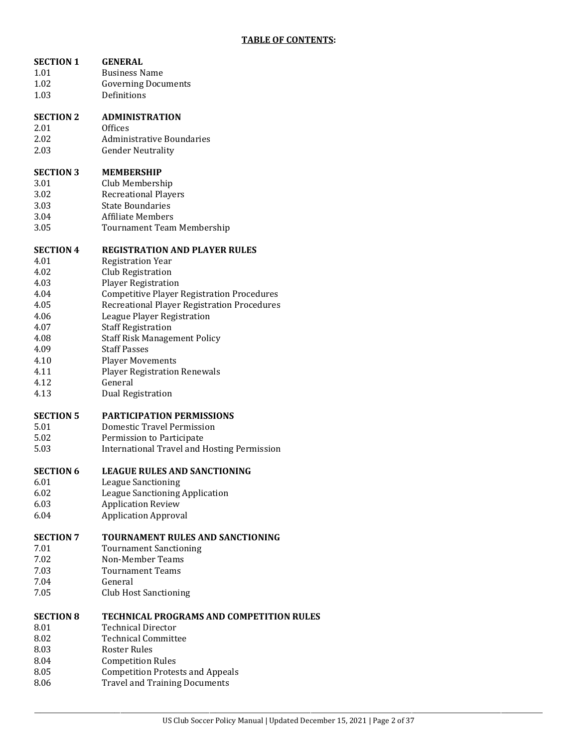**TABLE OF CONTENTS:**

| | |
|---|---|
| **SECTION 1** | **GENERAL** |
| 1.01 | Business Name |
| 1.02 | Governing Documents |
| 1.03 | Definitions |
| | |
| **SECTION 2** | **ADMINISTRATION** |
| 2.01 | Offices |
| 2.02 | Administrative Boundaries |
| 2.03 | Gender Neutrality |
| | |
| **SECTION 3** | **MEMBERSHIP** |
| 3.01 | Club Membership |
| 3.02 | Recreational Players |
| 3.03 | State Boundaries |
| 3.04 | Affiliate Members |
| 3.05 | Tournament Team Membership |
| | |
| **SECTION 4** | **REGISTRATION AND PLAYER RULES** |
| 4.01 | Registration Year |
| 4.02 | Club Registration |
| 4.03 | Player Registration |
| 4.04 | Competitive Player Registration Procedures |
| 4.05 | Recreational Player Registration Procedures |
| 4.06 | League Player Registration |
| 4.07 | Staff Registration |
| 4.08 | Staff Risk Management Policy |
| 4.09 | Staff Passes |
| 4.10 | Player Movements |
| 4.11 | Player Registration Renewals |
| 4.12 | General |
| 4.13 | Dual Registration |
| | |
| **SECTION 5** | **PARTICIPATION PERMISSIONS** |
| 5.01 | Domestic Travel Permission |
| 5.02 | Permission to Participate |
| 5.03 | International Travel and Hosting Permission |
| | |
| **SECTION 6** | **LEAGUE RULES AND SANCTIONING** |
| 6.01 | League Sanctioning |
| 6.02 | League Sanctioning Application |
| 6.03 | Application Review |
| 6.04 | Application Approval |
| | |
| **SECTION 7** | **TOURNAMENT RULES AND SANCTIONING** |
| 7.01 | Tournament Sanctioning |
| 7.02 | Non-Member Teams |
| 7.03 | Tournament Teams |
| 7.04 | General |
| 7.05 | Club Host Sanctioning |
| | |
| **SECTION 8** | **TECHNICAL PROGRAMS AND COMPETITION RULES** |
| 8.01 | Technical Director |
| 8.02 | Technical Committee |
| 8.03 | Roster Rules |
| 8.04 | Competition Rules |
| 8.05 | Competition Protests and Appeals |
| 8.06 | Travel and Training Documents |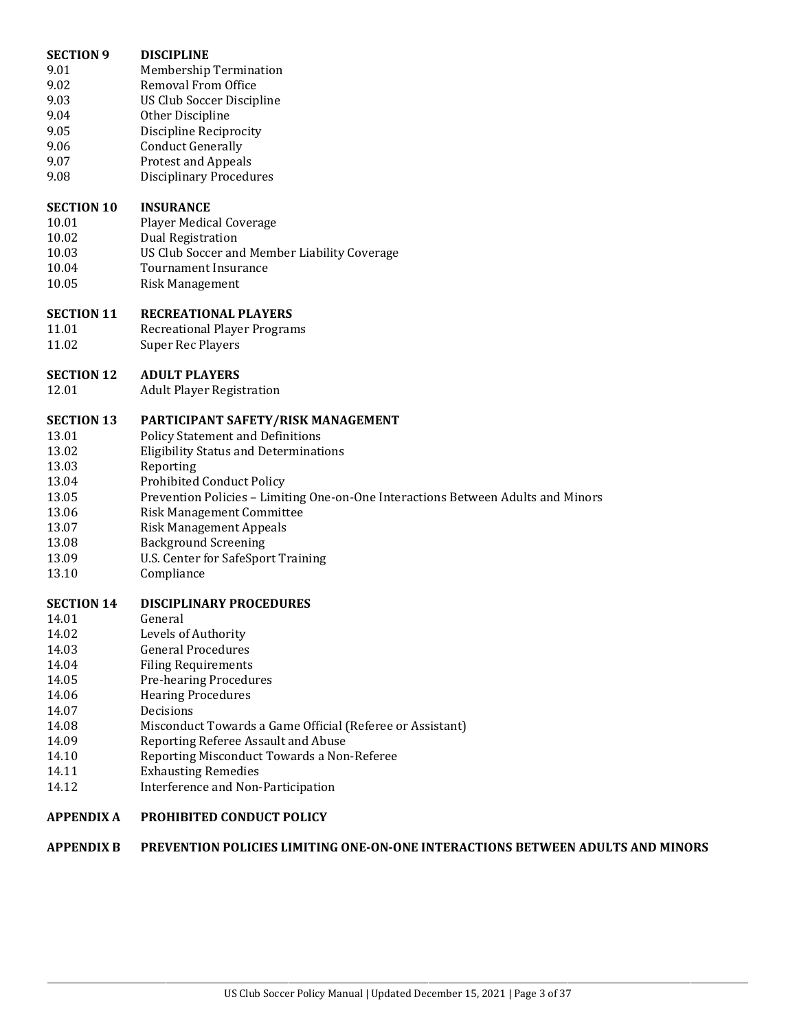**SECTION 9 DISCIPLINE**

9.01 Membership Termination
9.02 Removal From Office
9.03 US Club Soccer Discipline
9.04 Other Discipline
9.05 Discipline Reciprocity
9.06 Conduct Generally
9.07 Protest and Appeals
9.08 Disciplinary Procedures

**SECTION 10 INSURANCE**

10.01 Player Medical Coverage
10.02 Dual Registration
10.03 US Club Soccer and Member Liability Coverage
10.04 Tournament Insurance
10.05 Risk Management

**SECTION 11 RECREATIONAL PLAYERS**

11.01 Recreational Player Programs
11.02 Super Rec Players

**SECTION 12 ADULT PLAYERS**

12.01 Adult Player Registration

**SECTION 13 PARTICIPANT SAFETY/RISK MANAGEMENT**

13.01 Policy Statement and Definitions
13.02 Eligibility Status and Determinations
13.03 Reporting
13.04 Prohibited Conduct Policy
13.05 Prevention Policies – Limiting One-on-One Interactions Between Adults and Minors
13.06 Risk Management Committee
13.07 Risk Management Appeals
13.08 Background Screening
13.09 U.S. Center for SafeSport Training
13.10 Compliance

**SECTION 14 DISCIPLINARY PROCEDURES**

14.01 General
14.02 Levels of Authority
14.03 General Procedures
14.04 Filing Requirements
14.05 Pre-hearing Procedures
14.06 Hearing Procedures
14.07 Decisions
14.08 Misconduct Towards a Game Official (Referee or Assistant)
14.09 Reporting Referee Assault and Abuse
14.10 Reporting Misconduct Towards a Non-Referee
14.11 Exhausting Remedies
14.12 Interference and Non-Participation

**APPENDIX A PROHIBITED CONDUCT POLICY**

**APPENDIX B PREVENTION POLICIES LIMITING ONE-ON-ONE INTERACTIONS BETWEEN ADULTS AND MINORS**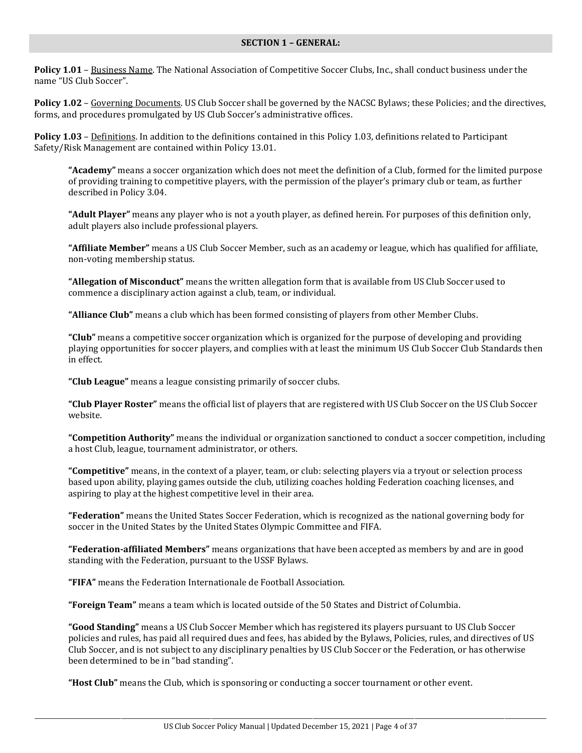## SECTION 1 – GENERAL:

**Policy 1.01** – Business Name. The National Association of Competitive Soccer Clubs, Inc., shall conduct business under the name "US Club Soccer".

**Policy 1.02** – Governing Documents. US Club Soccer shall be governed by the NACSC Bylaws; these Policies; and the directives, forms, and procedures promulgated by US Club Soccer's administrative offices.

**Policy 1.03** – Definitions. In addition to the definitions contained in this Policy 1.03, definitions related to Participant Safety/Risk Management are contained within Policy 13.01.

**"Academy"** means a soccer organization which does not meet the definition of a Club, formed for the limited purpose of providing training to competitive players, with the permission of the player's primary club or team, as further described in Policy 3.04.

**"Adult Player"** means any player who is not a youth player, as defined herein. For purposes of this definition only, adult players also include professional players.

**"Affiliate Member"** means a US Club Soccer Member, such as an academy or league, which has qualified for affiliate, non-voting membership status.

**"Allegation of Misconduct"** means the written allegation form that is available from US Club Soccer used to commence a disciplinary action against a club, team, or individual.

**"Alliance Club"** means a club which has been formed consisting of players from other Member Clubs.

**"Club"** means a competitive soccer organization which is organized for the purpose of developing and providing playing opportunities for soccer players, and complies with at least the minimum US Club Soccer Club Standards then in effect.

**"Club League"** means a league consisting primarily of soccer clubs.

**"Club Player Roster"** means the official list of players that are registered with US Club Soccer on the US Club Soccer website.

**"Competition Authority"** means the individual or organization sanctioned to conduct a soccer competition, including a host Club, league, tournament administrator, or others.

**"Competitive"** means, in the context of a player, team, or club: selecting players via a tryout or selection process based upon ability, playing games outside the club, utilizing coaches holding Federation coaching licenses, and aspiring to play at the highest competitive level in their area.

**"Federation"** means the United States Soccer Federation, which is recognized as the national governing body for soccer in the United States by the United States Olympic Committee and FIFA.

**"Federation-affiliated Members"** means organizations that have been accepted as members by and are in good standing with the Federation, pursuant to the USSF Bylaws.

**"FIFA"** means the Federation Internationale de Football Association.

**"Foreign Team"** means a team which is located outside of the 50 States and District of Columbia.

**"Good Standing"** means a US Club Soccer Member which has registered its players pursuant to US Club Soccer policies and rules, has paid all required dues and fees, has abided by the Bylaws, Policies, rules, and directives of US Club Soccer, and is not subject to any disciplinary penalties by US Club Soccer or the Federation, or has otherwise been determined to be in "bad standing".

**"Host Club"** means the Club, which is sponsoring or conducting a soccer tournament or other event.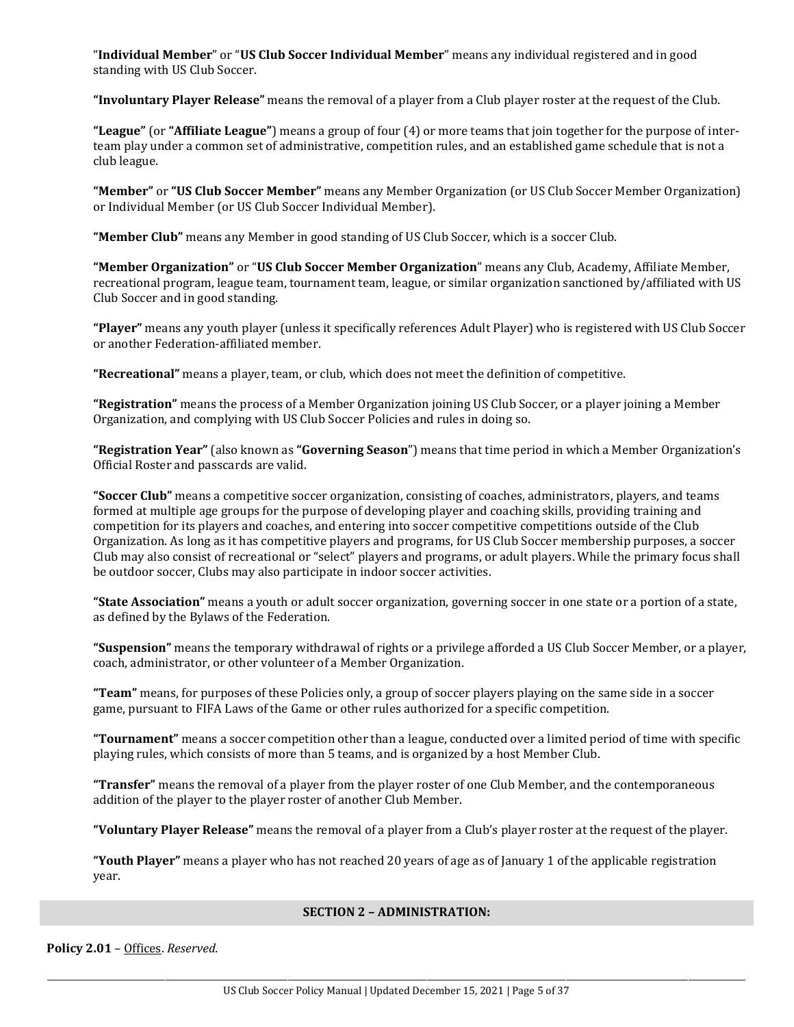"**Individual Member**" or "**US Club Soccer Individual Member**" means any individual registered and in good standing with US Club Soccer.

**"Involuntary Player Release"** means the removal of a player from a Club player roster at the request of the Club.

**"League"** (or **"Affiliate League"**) means a group of four (4) or more teams that join together for the purpose of inter-team play under a common set of administrative, competition rules, and an established game schedule that is not a club league.

**"Member"** or **"US Club Soccer Member"** means any Member Organization (or US Club Soccer Member Organization) or Individual Member (or US Club Soccer Individual Member).

**"Member Club"** means any Member in good standing of US Club Soccer, which is a soccer Club.

**"Member Organization"** or "**US Club Soccer Member Organization**" means any Club, Academy, Affiliate Member, recreational program, league team, tournament team, league, or similar organization sanctioned by/affiliated with US Club Soccer and in good standing.

**"Player"** means any youth player (unless it specifically references Adult Player) who is registered with US Club Soccer or another Federation-affiliated member.

**"Recreational"** means a player, team, or club, which does not meet the definition of competitive.

**"Registration"** means the process of a Member Organization joining US Club Soccer, or a player joining a Member Organization, and complying with US Club Soccer Policies and rules in doing so.

**"Registration Year"** (also known as **"Governing Season**") means that time period in which a Member Organization's Official Roster and passcards are valid.

**"Soccer Club"** means a competitive soccer organization, consisting of coaches, administrators, players, and teams formed at multiple age groups for the purpose of developing player and coaching skills, providing training and competition for its players and coaches, and entering into soccer competitive competitions outside of the Club Organization. As long as it has competitive players and programs, for US Club Soccer membership purposes, a soccer Club may also consist of recreational or "select" players and programs, or adult players. While the primary focus shall be outdoor soccer, Clubs may also participate in indoor soccer activities.

**"State Association"** means a youth or adult soccer organization, governing soccer in one state or a portion of a state, as defined by the Bylaws of the Federation.

**"Suspension"** means the temporary withdrawal of rights or a privilege afforded a US Club Soccer Member, or a player, coach, administrator, or other volunteer of a Member Organization.

**"Team"** means, for purposes of these Policies only, a group of soccer players playing on the same side in a soccer game, pursuant to FIFA Laws of the Game or other rules authorized for a specific competition.

**"Tournament"** means a soccer competition other than a league, conducted over a limited period of time with specific playing rules, which consists of more than 5 teams, and is organized by a host Member Club.

**"Transfer"** means the removal of a player from the player roster of one Club Member, and the contemporaneous addition of the player to the player roster of another Club Member.

**"Voluntary Player Release"** means the removal of a player from a Club's player roster at the request of the player.

**"Youth Player"** means a player who has not reached 20 years of age as of January 1 of the applicable registration year.

## SECTION 2 – ADMINISTRATION:

**Policy 2.01** – Offices. *Reserved.*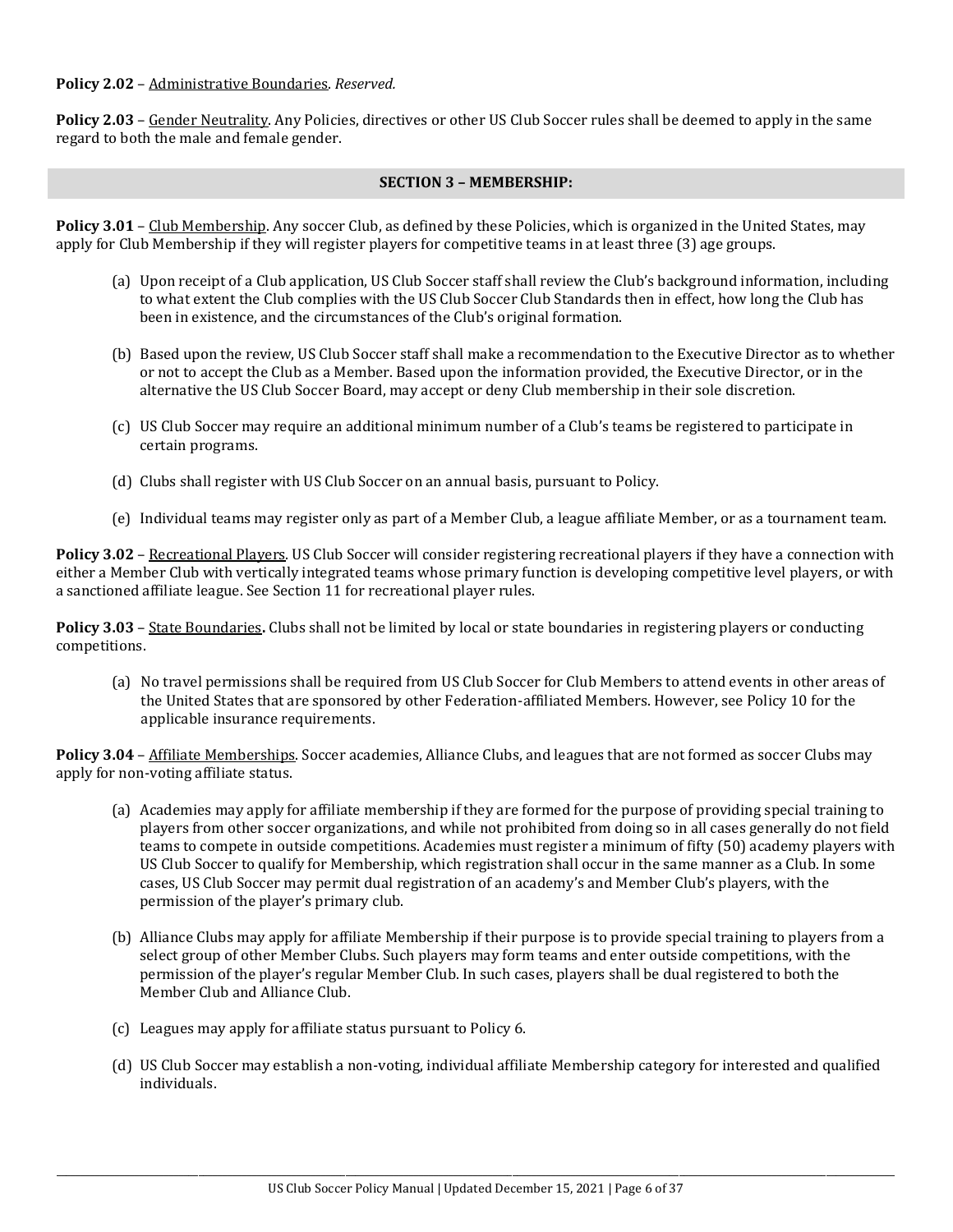**Policy 2.02** – Administrative Boundaries. *Reserved.*

**Policy 2.03** – Gender Neutrality. Any Policies, directives or other US Club Soccer rules shall be deemed to apply in the same regard to both the male and female gender.

## SECTION 3 – MEMBERSHIP:

**Policy 3.01** – Club Membership. Any soccer Club, as defined by these Policies, which is organized in the United States, may apply for Club Membership if they will register players for competitive teams in at least three (3) age groups.

(a) Upon receipt of a Club application, US Club Soccer staff shall review the Club's background information, including to what extent the Club complies with the US Club Soccer Club Standards then in effect, how long the Club has been in existence, and the circumstances of the Club's original formation.

(b) Based upon the review, US Club Soccer staff shall make a recommendation to the Executive Director as to whether or not to accept the Club as a Member. Based upon the information provided, the Executive Director, or in the alternative the US Club Soccer Board, may accept or deny Club membership in their sole discretion.

(c) US Club Soccer may require an additional minimum number of a Club's teams be registered to participate in certain programs.

(d) Clubs shall register with US Club Soccer on an annual basis, pursuant to Policy.

(e) Individual teams may register only as part of a Member Club, a league affiliate Member, or as a tournament team.

**Policy 3.02** – Recreational Players. US Club Soccer will consider registering recreational players if they have a connection with either a Member Club with vertically integrated teams whose primary function is developing competitive level players, or with a sanctioned affiliate league. See Section 11 for recreational player rules.

**Policy 3.03** – State Boundaries**.** Clubs shall not be limited by local or state boundaries in registering players or conducting competitions.

(a) No travel permissions shall be required from US Club Soccer for Club Members to attend events in other areas of the United States that are sponsored by other Federation-affiliated Members. However, see Policy 10 for the applicable insurance requirements.

**Policy 3.04** – Affiliate Memberships. Soccer academies, Alliance Clubs, and leagues that are not formed as soccer Clubs may apply for non-voting affiliate status.

(a) Academies may apply for affiliate membership if they are formed for the purpose of providing special training to players from other soccer organizations, and while not prohibited from doing so in all cases generally do not field teams to compete in outside competitions. Academies must register a minimum of fifty (50) academy players with US Club Soccer to qualify for Membership, which registration shall occur in the same manner as a Club. In some cases, US Club Soccer may permit dual registration of an academy's and Member Club's players, with the permission of the player's primary club.

(b) Alliance Clubs may apply for affiliate Membership if their purpose is to provide special training to players from a select group of other Member Clubs. Such players may form teams and enter outside competitions, with the permission of the player's regular Member Club. In such cases, players shall be dual registered to both the Member Club and Alliance Club.

(c) Leagues may apply for affiliate status pursuant to Policy 6.

(d) US Club Soccer may establish a non-voting, individual affiliate Membership category for interested and qualified individuals.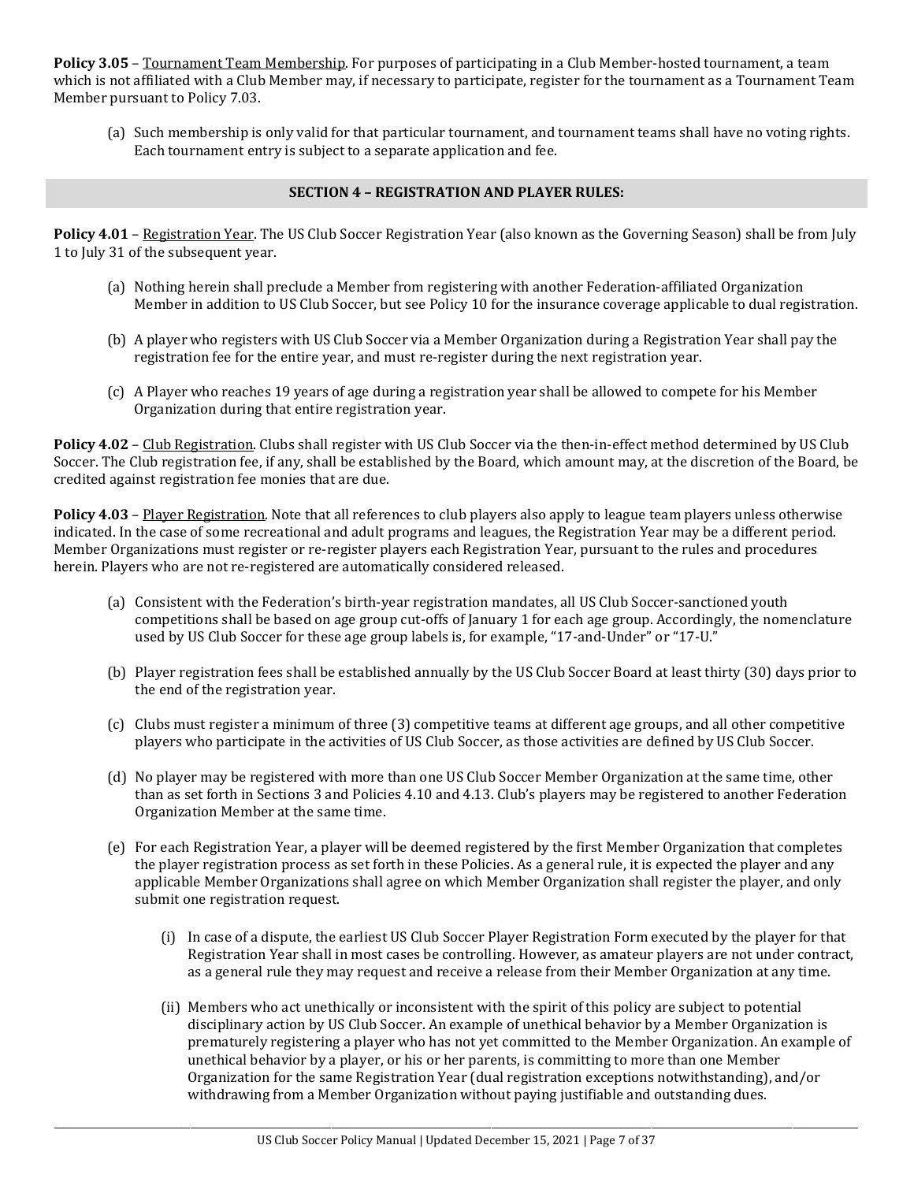**Policy 3.05** – Tournament Team Membership. For purposes of participating in a Club Member-hosted tournament, a team which is not affiliated with a Club Member may, if necessary to participate, register for the tournament as a Tournament Team Member pursuant to Policy 7.03.

(a) Such membership is only valid for that particular tournament, and tournament teams shall have no voting rights. Each tournament entry is subject to a separate application and fee.

## SECTION 4 – REGISTRATION AND PLAYER RULES:

**Policy 4.01** – Registration Year. The US Club Soccer Registration Year (also known as the Governing Season) shall be from July 1 to July 31 of the subsequent year.

(a) Nothing herein shall preclude a Member from registering with another Federation-affiliated Organization Member in addition to US Club Soccer, but see Policy 10 for the insurance coverage applicable to dual registration.

(b) A player who registers with US Club Soccer via a Member Organization during a Registration Year shall pay the registration fee for the entire year, and must re-register during the next registration year.

(c) A Player who reaches 19 years of age during a registration year shall be allowed to compete for his Member Organization during that entire registration year.

**Policy 4.02** – Club Registration. Clubs shall register with US Club Soccer via the then-in-effect method determined by US Club Soccer. The Club registration fee, if any, shall be established by the Board, which amount may, at the discretion of the Board, be credited against registration fee monies that are due.

**Policy 4.03** – Player Registration. Note that all references to club players also apply to league team players unless otherwise indicated. In the case of some recreational and adult programs and leagues, the Registration Year may be a different period. Member Organizations must register or re-register players each Registration Year, pursuant to the rules and procedures herein. Players who are not re-registered are automatically considered released.

(a) Consistent with the Federation's birth-year registration mandates, all US Club Soccer-sanctioned youth competitions shall be based on age group cut-offs of January 1 for each age group. Accordingly, the nomenclature used by US Club Soccer for these age group labels is, for example, "17-and-Under" or "17-U."

(b) Player registration fees shall be established annually by the US Club Soccer Board at least thirty (30) days prior to the end of the registration year.

(c) Clubs must register a minimum of three (3) competitive teams at different age groups, and all other competitive players who participate in the activities of US Club Soccer, as those activities are defined by US Club Soccer.

(d) No player may be registered with more than one US Club Soccer Member Organization at the same time, other than as set forth in Sections 3 and Policies 4.10 and 4.13. Club's players may be registered to another Federation Organization Member at the same time.

(e) For each Registration Year, a player will be deemed registered by the first Member Organization that completes the player registration process as set forth in these Policies. As a general rule, it is expected the player and any applicable Member Organizations shall agree on which Member Organization shall register the player, and only submit one registration request.

(i) In case of a dispute, the earliest US Club Soccer Player Registration Form executed by the player for that Registration Year shall in most cases be controlling. However, as amateur players are not under contract, as a general rule they may request and receive a release from their Member Organization at any time.

(ii) Members who act unethically or inconsistent with the spirit of this policy are subject to potential disciplinary action by US Club Soccer. An example of unethical behavior by a Member Organization is prematurely registering a player who has not yet committed to the Member Organization. An example of unethical behavior by a player, or his or her parents, is committing to more than one Member Organization for the same Registration Year (dual registration exceptions notwithstanding), and/or withdrawing from a Member Organization without paying justifiable and outstanding dues.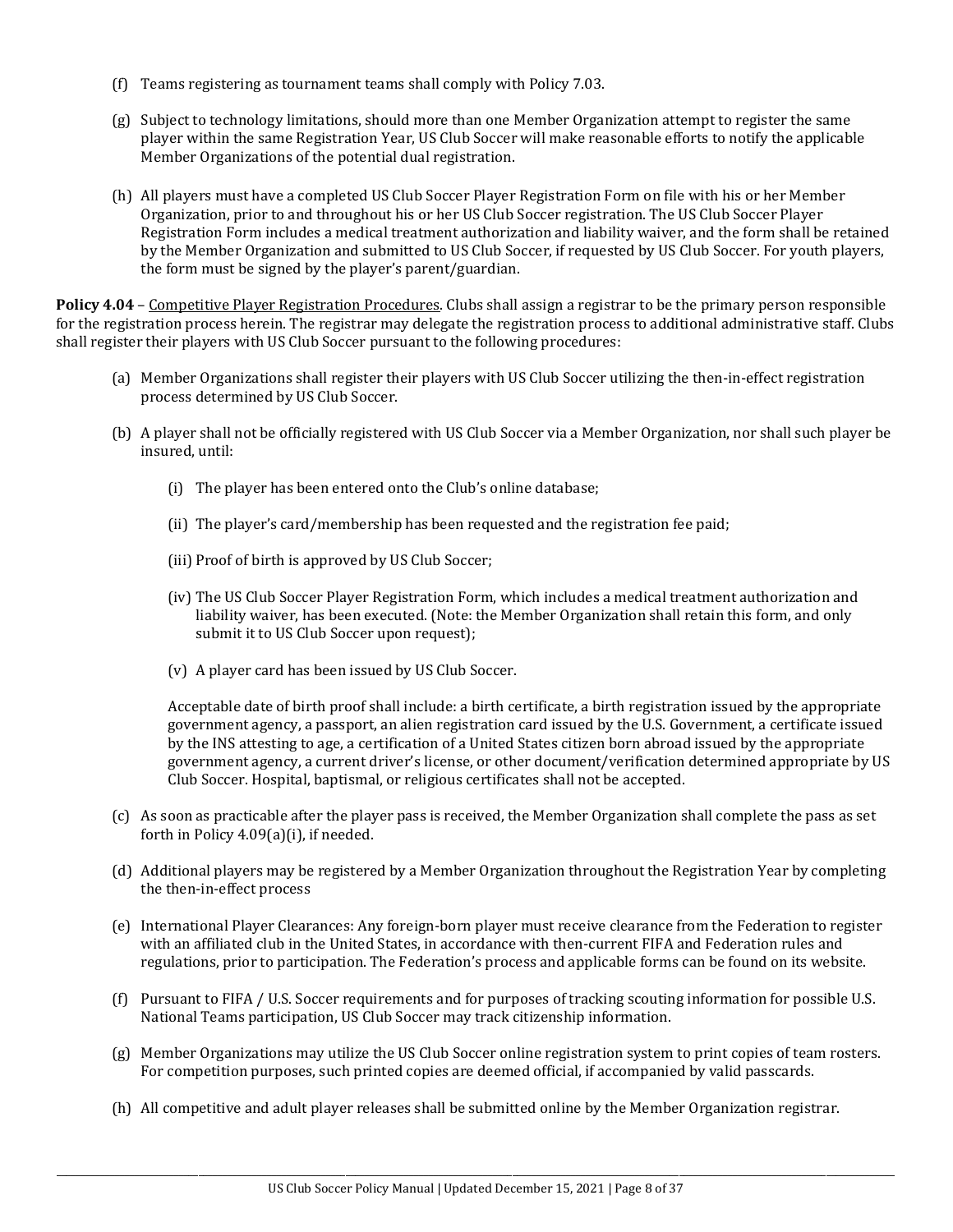(f) Teams registering as tournament teams shall comply with Policy 7.03.

(g) Subject to technology limitations, should more than one Member Organization attempt to register the same player within the same Registration Year, US Club Soccer will make reasonable efforts to notify the applicable Member Organizations of the potential dual registration.

(h) All players must have a completed US Club Soccer Player Registration Form on file with his or her Member Organization, prior to and throughout his or her US Club Soccer registration. The US Club Soccer Player Registration Form includes a medical treatment authorization and liability waiver, and the form shall be retained by the Member Organization and submitted to US Club Soccer, if requested by US Club Soccer. For youth players, the form must be signed by the player's parent/guardian.

**Policy 4.04** – Competitive Player Registration Procedures. Clubs shall assign a registrar to be the primary person responsible for the registration process herein. The registrar may delegate the registration process to additional administrative staff. Clubs shall register their players with US Club Soccer pursuant to the following procedures:

(a) Member Organizations shall register their players with US Club Soccer utilizing the then-in-effect registration process determined by US Club Soccer.

(b) A player shall not be officially registered with US Club Soccer via a Member Organization, nor shall such player be insured, until:

   (i) The player has been entered onto the Club's online database;

   (ii) The player's card/membership has been requested and the registration fee paid;

   (iii) Proof of birth is approved by US Club Soccer;

   (iv) The US Club Soccer Player Registration Form, which includes a medical treatment authorization and liability waiver, has been executed. (Note: the Member Organization shall retain this form, and only submit it to US Club Soccer upon request);

   (v) A player card has been issued by US Club Soccer.

   Acceptable date of birth proof shall include: a birth certificate, a birth registration issued by the appropriate government agency, a passport, an alien registration card issued by the U.S. Government, a certificate issued by the INS attesting to age, a certification of a United States citizen born abroad issued by the appropriate government agency, a current driver's license, or other document/verification determined appropriate by US Club Soccer. Hospital, baptismal, or religious certificates shall not be accepted.

(c) As soon as practicable after the player pass is received, the Member Organization shall complete the pass as set forth in Policy 4.09(a)(i), if needed.

(d) Additional players may be registered by a Member Organization throughout the Registration Year by completing the then-in-effect process

(e) International Player Clearances: Any foreign-born player must receive clearance from the Federation to register with an affiliated club in the United States, in accordance with then-current FIFA and Federation rules and regulations, prior to participation. The Federation's process and applicable forms can be found on its website.

(f) Pursuant to FIFA / U.S. Soccer requirements and for purposes of tracking scouting information for possible U.S. National Teams participation, US Club Soccer may track citizenship information.

(g) Member Organizations may utilize the US Club Soccer online registration system to print copies of team rosters. For competition purposes, such printed copies are deemed official, if accompanied by valid passcards.

(h) All competitive and adult player releases shall be submitted online by the Member Organization registrar.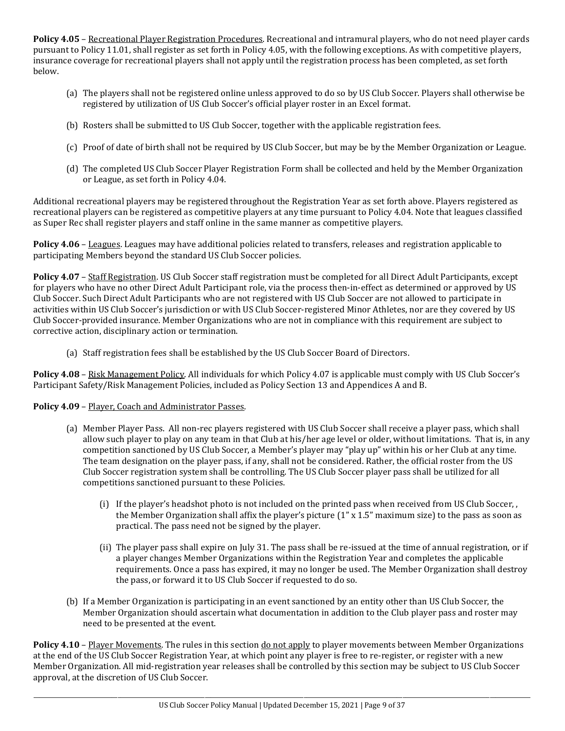**Policy 4.05** – Recreational Player Registration Procedures. Recreational and intramural players, who do not need player cards pursuant to Policy 11.01, shall register as set forth in Policy 4.05, with the following exceptions. As with competitive players, insurance coverage for recreational players shall not apply until the registration process has been completed, as set forth below.

(a) The players shall not be registered online unless approved to do so by US Club Soccer. Players shall otherwise be registered by utilization of US Club Soccer's official player roster in an Excel format.

(b) Rosters shall be submitted to US Club Soccer, together with the applicable registration fees.

(c) Proof of date of birth shall not be required by US Club Soccer, but may be by the Member Organization or League.

(d) The completed US Club Soccer Player Registration Form shall be collected and held by the Member Organization or League, as set forth in Policy 4.04.

Additional recreational players may be registered throughout the Registration Year as set forth above. Players registered as recreational players can be registered as competitive players at any time pursuant to Policy 4.04. Note that leagues classified as Super Rec shall register players and staff online in the same manner as competitive players.

**Policy 4.06** – Leagues. Leagues may have additional policies related to transfers, releases and registration applicable to participating Members beyond the standard US Club Soccer policies.

**Policy 4.07** – Staff Registration. US Club Soccer staff registration must be completed for all Direct Adult Participants, except for players who have no other Direct Adult Participant role, via the process then-in-effect as determined or approved by US Club Soccer. Such Direct Adult Participants who are not registered with US Club Soccer are not allowed to participate in activities within US Club Soccer's jurisdiction or with US Club Soccer-registered Minor Athletes, nor are they covered by US Club Soccer-provided insurance. Member Organizations who are not in compliance with this requirement are subject to corrective action, disciplinary action or termination.

(a) Staff registration fees shall be established by the US Club Soccer Board of Directors.

**Policy 4.08** – Risk Management Policy. All individuals for which Policy 4.07 is applicable must comply with US Club Soccer's Participant Safety/Risk Management Policies, included as Policy Section 13 and Appendices A and B.

**Policy 4.09** – Player, Coach and Administrator Passes.

(a) Member Player Pass. All non-rec players registered with US Club Soccer shall receive a player pass, which shall allow such player to play on any team in that Club at his/her age level or older, without limitations. That is, in any competition sanctioned by US Club Soccer, a Member's player may "play up" within his or her Club at any time. The team designation on the player pass, if any, shall not be considered. Rather, the official roster from the US Club Soccer registration system shall be controlling. The US Club Soccer player pass shall be utilized for all competitions sanctioned pursuant to these Policies.

  (i) If the player's headshot photo is not included on the printed pass when received from US Club Soccer, , the Member Organization shall affix the player's picture (1" x 1.5" maximum size) to the pass as soon as practical. The pass need not be signed by the player.

  (ii) The player pass shall expire on July 31. The pass shall be re-issued at the time of annual registration, or if a player changes Member Organizations within the Registration Year and completes the applicable requirements. Once a pass has expired, it may no longer be used. The Member Organization shall destroy the pass, or forward it to US Club Soccer if requested to do so.

(b) If a Member Organization is participating in an event sanctioned by an entity other than US Club Soccer, the Member Organization should ascertain what documentation in addition to the Club player pass and roster may need to be presented at the event.

**Policy 4.10** – Player Movements. The rules in this section do not apply to player movements between Member Organizations at the end of the US Club Soccer Registration Year, at which point any player is free to re-register, or register with a new Member Organization. All mid-registration year releases shall be controlled by this section may be subject to US Club Soccer approval, at the discretion of US Club Soccer.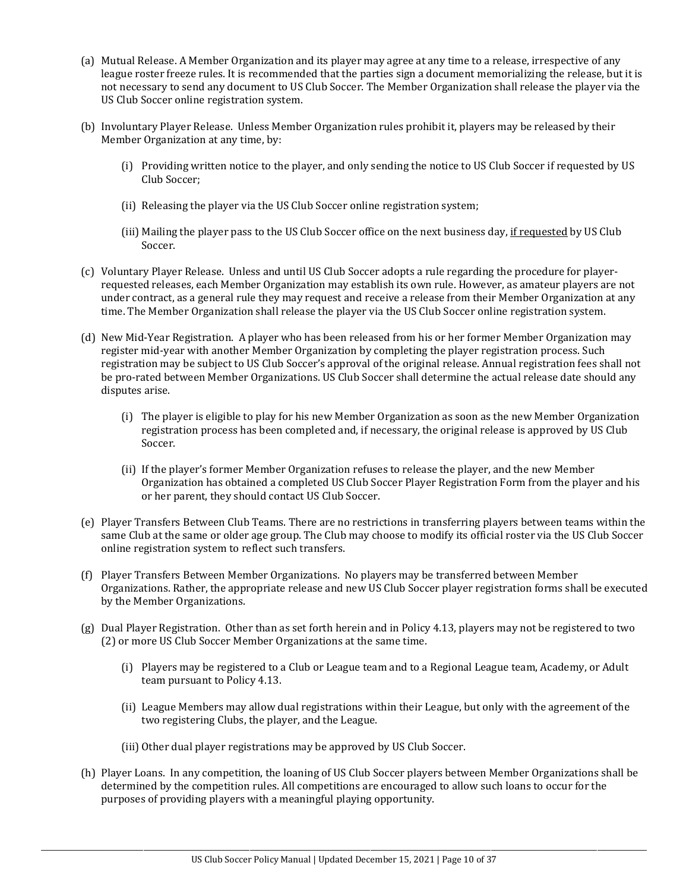(a) Mutual Release. A Member Organization and its player may agree at any time to a release, irrespective of any league roster freeze rules. It is recommended that the parties sign a document memorializing the release, but it is not necessary to send any document to US Club Soccer. The Member Organization shall release the player via the US Club Soccer online registration system.

(b) Involuntary Player Release. Unless Member Organization rules prohibit it, players may be released by their Member Organization at any time, by:

  (i) Providing written notice to the player, and only sending the notice to US Club Soccer if requested by US Club Soccer;

  (ii) Releasing the player via the US Club Soccer online registration system;

  (iii) Mailing the player pass to the US Club Soccer office on the next business day, <u>if requested</u> by US Club Soccer.

(c) Voluntary Player Release. Unless and until US Club Soccer adopts a rule regarding the procedure for player-requested releases, each Member Organization may establish its own rule. However, as amateur players are not under contract, as a general rule they may request and receive a release from their Member Organization at any time. The Member Organization shall release the player via the US Club Soccer online registration system.

(d) New Mid-Year Registration. A player who has been released from his or her former Member Organization may register mid-year with another Member Organization by completing the player registration process. Such registration may be subject to US Club Soccer's approval of the original release. Annual registration fees shall not be pro-rated between Member Organizations. US Club Soccer shall determine the actual release date should any disputes arise.

  (i) The player is eligible to play for his new Member Organization as soon as the new Member Organization registration process has been completed and, if necessary, the original release is approved by US Club Soccer.

  (ii) If the player's former Member Organization refuses to release the player, and the new Member Organization has obtained a completed US Club Soccer Player Registration Form from the player and his or her parent, they should contact US Club Soccer.

(e) Player Transfers Between Club Teams. There are no restrictions in transferring players between teams within the same Club at the same or older age group. The Club may choose to modify its official roster via the US Club Soccer online registration system to reflect such transfers.

(f) Player Transfers Between Member Organizations. No players may be transferred between Member Organizations. Rather, the appropriate release and new US Club Soccer player registration forms shall be executed by the Member Organizations.

(g) Dual Player Registration. Other than as set forth herein and in Policy 4.13, players may not be registered to two (2) or more US Club Soccer Member Organizations at the same time.

  (i) Players may be registered to a Club or League team and to a Regional League team, Academy, or Adult team pursuant to Policy 4.13.

  (ii) League Members may allow dual registrations within their League, but only with the agreement of the two registering Clubs, the player, and the League.

  (iii) Other dual player registrations may be approved by US Club Soccer.

(h) Player Loans. In any competition, the loaning of US Club Soccer players between Member Organizations shall be determined by the competition rules. All competitions are encouraged to allow such loans to occur for the purposes of providing players with a meaningful playing opportunity.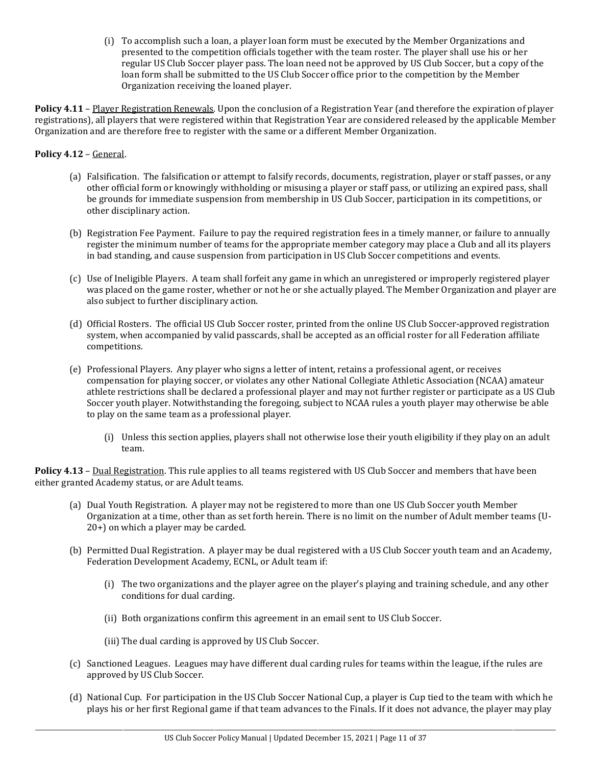(i) To accomplish such a loan, a player loan form must be executed by the Member Organizations and presented to the competition officials together with the team roster. The player shall use his or her regular US Club Soccer player pass. The loan need not be approved by US Club Soccer, but a copy of the loan form shall be submitted to the US Club Soccer office prior to the competition by the Member Organization receiving the loaned player.

**Policy 4.11** – Player Registration Renewals. Upon the conclusion of a Registration Year (and therefore the expiration of player registrations), all players that were registered within that Registration Year are considered released by the applicable Member Organization and are therefore free to register with the same or a different Member Organization.

**Policy 4.12** – General.

(a) Falsification. The falsification or attempt to falsify records, documents, registration, player or staff passes, or any other official form or knowingly withholding or misusing a player or staff pass, or utilizing an expired pass, shall be grounds for immediate suspension from membership in US Club Soccer, participation in its competitions, or other disciplinary action.

(b) Registration Fee Payment. Failure to pay the required registration fees in a timely manner, or failure to annually register the minimum number of teams for the appropriate member category may place a Club and all its players in bad standing, and cause suspension from participation in US Club Soccer competitions and events.

(c) Use of Ineligible Players. A team shall forfeit any game in which an unregistered or improperly registered player was placed on the game roster, whether or not he or she actually played. The Member Organization and player are also subject to further disciplinary action.

(d) Official Rosters. The official US Club Soccer roster, printed from the online US Club Soccer-approved registration system, when accompanied by valid passcards, shall be accepted as an official roster for all Federation affiliate competitions.

(e) Professional Players. Any player who signs a letter of intent, retains a professional agent, or receives compensation for playing soccer, or violates any other National Collegiate Athletic Association (NCAA) amateur athlete restrictions shall be declared a professional player and may not further register or participate as a US Club Soccer youth player. Notwithstanding the foregoing, subject to NCAA rules a youth player may otherwise be able to play on the same team as a professional player.

(i) Unless this section applies, players shall not otherwise lose their youth eligibility if they play on an adult team.

**Policy 4.13** – Dual Registration. This rule applies to all teams registered with US Club Soccer and members that have been either granted Academy status, or are Adult teams.

(a) Dual Youth Registration. A player may not be registered to more than one US Club Soccer youth Member Organization at a time, other than as set forth herein. There is no limit on the number of Adult member teams (U-20+) on which a player may be carded.

(b) Permitted Dual Registration. A player may be dual registered with a US Club Soccer youth team and an Academy, Federation Development Academy, ECNL, or Adult team if:

(i) The two organizations and the player agree on the player's playing and training schedule, and any other conditions for dual carding.

(ii) Both organizations confirm this agreement in an email sent to US Club Soccer.

(iii) The dual carding is approved by US Club Soccer.

(c) Sanctioned Leagues. Leagues may have different dual carding rules for teams within the league, if the rules are approved by US Club Soccer.

(d) National Cup. For participation in the US Club Soccer National Cup, a player is Cup tied to the team with which he plays his or her first Regional game if that team advances to the Finals. If it does not advance, the player may play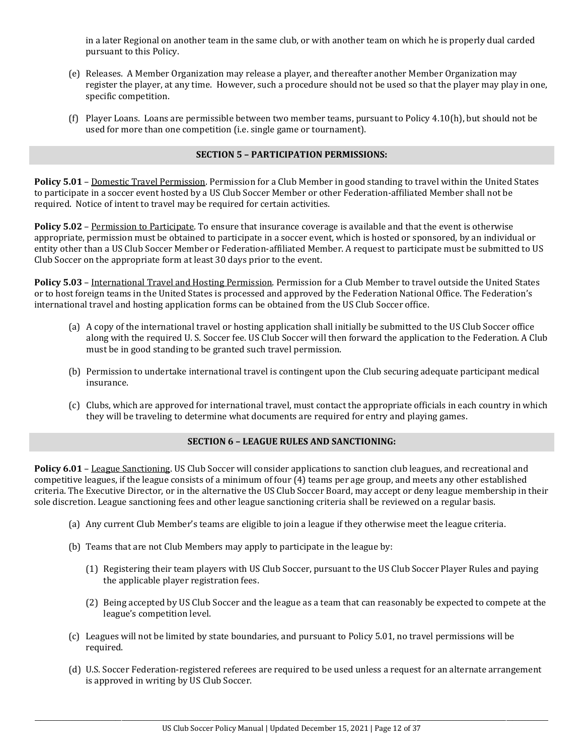in a later Regional on another team in the same club, or with another team on which he is properly dual carded pursuant to this Policy.

(e) Releases. A Member Organization may release a player, and thereafter another Member Organization may register the player, at any time. However, such a procedure should not be used so that the player may play in one, specific competition.

(f) Player Loans. Loans are permissible between two member teams, pursuant to Policy 4.10(h), but should not be used for more than one competition (i.e. single game or tournament).

## SECTION 5 – PARTICIPATION PERMISSIONS:

**Policy 5.01** – Domestic Travel Permission. Permission for a Club Member in good standing to travel within the United States to participate in a soccer event hosted by a US Club Soccer Member or other Federation-affiliated Member shall not be required. Notice of intent to travel may be required for certain activities.

**Policy 5.02** – Permission to Participate. To ensure that insurance coverage is available and that the event is otherwise appropriate, permission must be obtained to participate in a soccer event, which is hosted or sponsored, by an individual or entity other than a US Club Soccer Member or Federation-affiliated Member. A request to participate must be submitted to US Club Soccer on the appropriate form at least 30 days prior to the event.

**Policy 5.03** – International Travel and Hosting Permission. Permission for a Club Member to travel outside the United States or to host foreign teams in the United States is processed and approved by the Federation National Office. The Federation's international travel and hosting application forms can be obtained from the US Club Soccer office.

(a) A copy of the international travel or hosting application shall initially be submitted to the US Club Soccer office along with the required U. S. Soccer fee. US Club Soccer will then forward the application to the Federation. A Club must be in good standing to be granted such travel permission.

(b) Permission to undertake international travel is contingent upon the Club securing adequate participant medical insurance.

(c) Clubs, which are approved for international travel, must contact the appropriate officials in each country in which they will be traveling to determine what documents are required for entry and playing games.

## SECTION 6 – LEAGUE RULES AND SANCTIONING:

**Policy 6.01** – League Sanctioning. US Club Soccer will consider applications to sanction club leagues, and recreational and competitive leagues, if the league consists of a minimum of four (4) teams per age group, and meets any other established criteria. The Executive Director, or in the alternative the US Club Soccer Board, may accept or deny league membership in their sole discretion. League sanctioning fees and other league sanctioning criteria shall be reviewed on a regular basis.

(a) Any current Club Member's teams are eligible to join a league if they otherwise meet the league criteria.

(b) Teams that are not Club Members may apply to participate in the league by:

(1) Registering their team players with US Club Soccer, pursuant to the US Club Soccer Player Rules and paying the applicable player registration fees.

(2) Being accepted by US Club Soccer and the league as a team that can reasonably be expected to compete at the league's competition level.

(c) Leagues will not be limited by state boundaries, and pursuant to Policy 5.01, no travel permissions will be required.

(d) U.S. Soccer Federation-registered referees are required to be used unless a request for an alternate arrangement is approved in writing by US Club Soccer.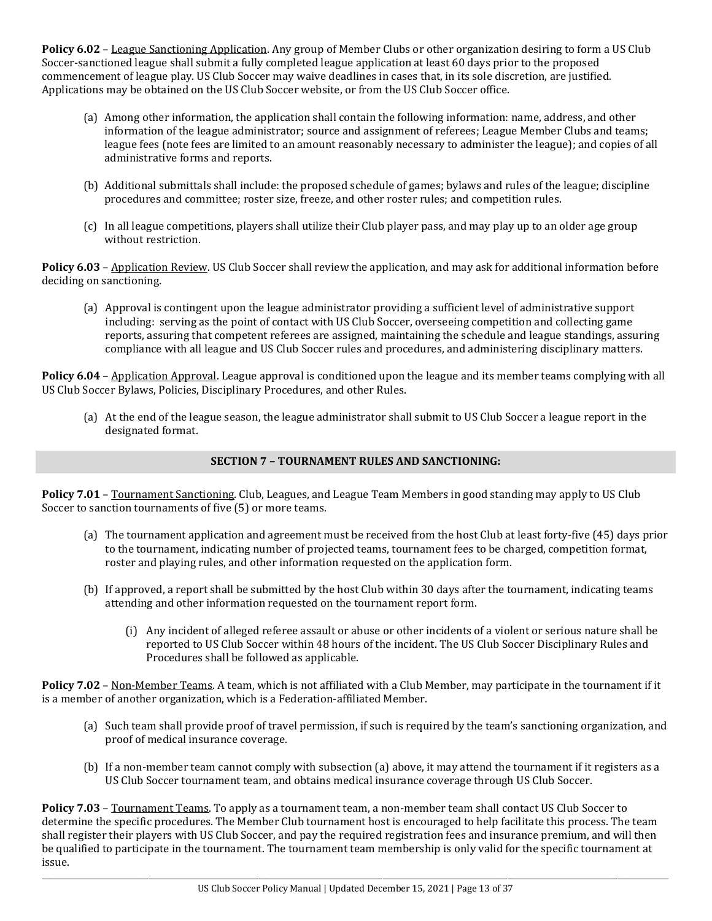**Policy 6.02** – League Sanctioning Application. Any group of Member Clubs or other organization desiring to form a US Club Soccer-sanctioned league shall submit a fully completed league application at least 60 days prior to the proposed commencement of league play. US Club Soccer may waive deadlines in cases that, in its sole discretion, are justified. Applications may be obtained on the US Club Soccer website, or from the US Club Soccer office.

(a) Among other information, the application shall contain the following information: name, address, and other information of the league administrator; source and assignment of referees; League Member Clubs and teams; league fees (note fees are limited to an amount reasonably necessary to administer the league); and copies of all administrative forms and reports.

(b) Additional submittals shall include: the proposed schedule of games; bylaws and rules of the league; discipline procedures and committee; roster size, freeze, and other roster rules; and competition rules.

(c) In all league competitions, players shall utilize their Club player pass, and may play up to an older age group without restriction.

**Policy 6.03** – Application Review. US Club Soccer shall review the application, and may ask for additional information before deciding on sanctioning.

(a) Approval is contingent upon the league administrator providing a sufficient level of administrative support including: serving as the point of contact with US Club Soccer, overseeing competition and collecting game reports, assuring that competent referees are assigned, maintaining the schedule and league standings, assuring compliance with all league and US Club Soccer rules and procedures, and administering disciplinary matters.

**Policy 6.04** – Application Approval. League approval is conditioned upon the league and its member teams complying with all US Club Soccer Bylaws, Policies, Disciplinary Procedures, and other Rules.

(a) At the end of the league season, the league administrator shall submit to US Club Soccer a league report in the designated format.

## SECTION 7 – TOURNAMENT RULES AND SANCTIONING:

**Policy 7.01** – Tournament Sanctioning. Club, Leagues, and League Team Members in good standing may apply to US Club Soccer to sanction tournaments of five (5) or more teams.

(a) The tournament application and agreement must be received from the host Club at least forty-five (45) days prior to the tournament, indicating number of projected teams, tournament fees to be charged, competition format, roster and playing rules, and other information requested on the application form.

(b) If approved, a report shall be submitted by the host Club within 30 days after the tournament, indicating teams attending and other information requested on the tournament report form.

(i) Any incident of alleged referee assault or abuse or other incidents of a violent or serious nature shall be reported to US Club Soccer within 48 hours of the incident. The US Club Soccer Disciplinary Rules and Procedures shall be followed as applicable.

**Policy 7.02** – Non-Member Teams. A team, which is not affiliated with a Club Member, may participate in the tournament if it is a member of another organization, which is a Federation-affiliated Member.

(a) Such team shall provide proof of travel permission, if such is required by the team's sanctioning organization, and proof of medical insurance coverage.

(b) If a non-member team cannot comply with subsection (a) above, it may attend the tournament if it registers as a US Club Soccer tournament team, and obtains medical insurance coverage through US Club Soccer.

**Policy 7.03** – Tournament Teams. To apply as a tournament team, a non-member team shall contact US Club Soccer to determine the specific procedures. The Member Club tournament host is encouraged to help facilitate this process. The team shall register their players with US Club Soccer, and pay the required registration fees and insurance premium, and will then be qualified to participate in the tournament. The tournament team membership is only valid for the specific tournament at issue.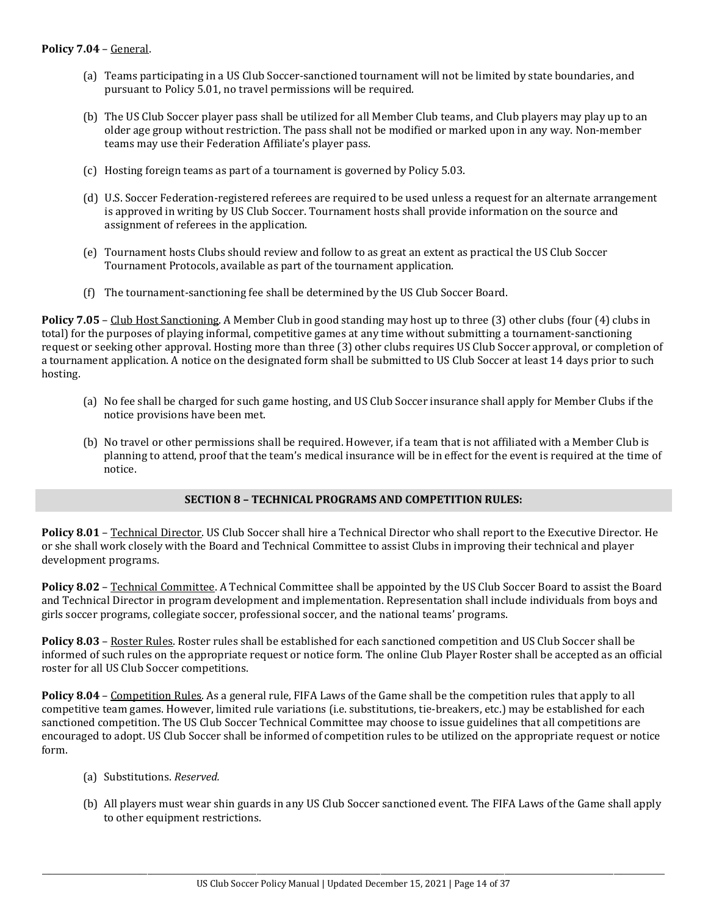**Policy 7.04** – General.

(a) Teams participating in a US Club Soccer-sanctioned tournament will not be limited by state boundaries, and pursuant to Policy 5.01, no travel permissions will be required.

(b) The US Club Soccer player pass shall be utilized for all Member Club teams, and Club players may play up to an older age group without restriction. The pass shall not be modified or marked upon in any way. Non-member teams may use their Federation Affiliate's player pass.

(c) Hosting foreign teams as part of a tournament is governed by Policy 5.03.

(d) U.S. Soccer Federation-registered referees are required to be used unless a request for an alternate arrangement is approved in writing by US Club Soccer. Tournament hosts shall provide information on the source and assignment of referees in the application.

(e) Tournament hosts Clubs should review and follow to as great an extent as practical the US Club Soccer Tournament Protocols, available as part of the tournament application.

(f) The tournament-sanctioning fee shall be determined by the US Club Soccer Board.

**Policy 7.05** – Club Host Sanctioning. A Member Club in good standing may host up to three (3) other clubs (four (4) clubs in total) for the purposes of playing informal, competitive games at any time without submitting a tournament-sanctioning request or seeking other approval. Hosting more than three (3) other clubs requires US Club Soccer approval, or completion of a tournament application. A notice on the designated form shall be submitted to US Club Soccer at least 14 days prior to such hosting.

(a) No fee shall be charged for such game hosting, and US Club Soccer insurance shall apply for Member Clubs if the notice provisions have been met.

(b) No travel or other permissions shall be required. However, if a team that is not affiliated with a Member Club is planning to attend, proof that the team's medical insurance will be in effect for the event is required at the time of notice.

## SECTION 8 – TECHNICAL PROGRAMS AND COMPETITION RULES:

**Policy 8.01** – Technical Director. US Club Soccer shall hire a Technical Director who shall report to the Executive Director. He or she shall work closely with the Board and Technical Committee to assist Clubs in improving their technical and player development programs.

**Policy 8.02** – Technical Committee. A Technical Committee shall be appointed by the US Club Soccer Board to assist the Board and Technical Director in program development and implementation. Representation shall include individuals from boys and girls soccer programs, collegiate soccer, professional soccer, and the national teams' programs.

**Policy 8.03** – Roster Rules. Roster rules shall be established for each sanctioned competition and US Club Soccer shall be informed of such rules on the appropriate request or notice form. The online Club Player Roster shall be accepted as an official roster for all US Club Soccer competitions.

**Policy 8.04** – Competition Rules. As a general rule, FIFA Laws of the Game shall be the competition rules that apply to all competitive team games. However, limited rule variations (i.e. substitutions, tie-breakers, etc.) may be established for each sanctioned competition. The US Club Soccer Technical Committee may choose to issue guidelines that all competitions are encouraged to adopt. US Club Soccer shall be informed of competition rules to be utilized on the appropriate request or notice form.

(a) Substitutions. *Reserved.*

(b) All players must wear shin guards in any US Club Soccer sanctioned event. The FIFA Laws of the Game shall apply to other equipment restrictions.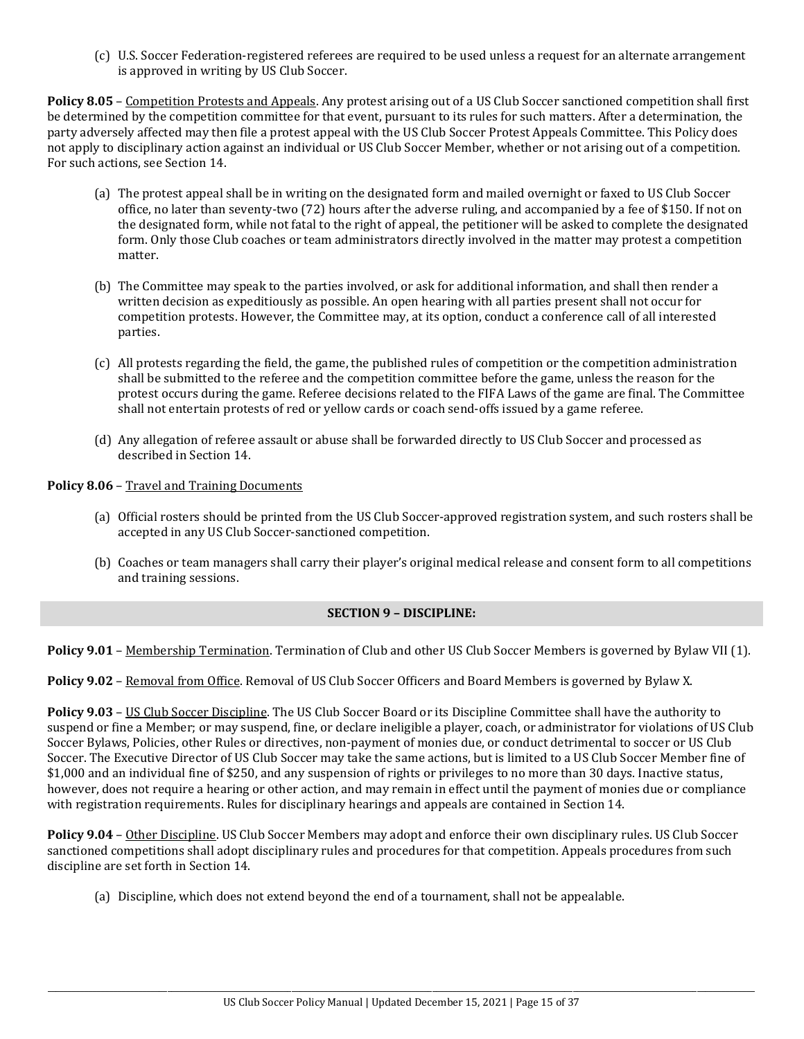(c) U.S. Soccer Federation-registered referees are required to be used unless a request for an alternate arrangement is approved in writing by US Club Soccer.

**Policy 8.05** – Competition Protests and Appeals. Any protest arising out of a US Club Soccer sanctioned competition shall first be determined by the competition committee for that event, pursuant to its rules for such matters. After a determination, the party adversely affected may then file a protest appeal with the US Club Soccer Protest Appeals Committee. This Policy does not apply to disciplinary action against an individual or US Club Soccer Member, whether or not arising out of a competition. For such actions, see Section 14.

(a) The protest appeal shall be in writing on the designated form and mailed overnight or faxed to US Club Soccer office, no later than seventy-two (72) hours after the adverse ruling, and accompanied by a fee of $150. If not on the designated form, while not fatal to the right of appeal, the petitioner will be asked to complete the designated form. Only those Club coaches or team administrators directly involved in the matter may protest a competition matter.

(b) The Committee may speak to the parties involved, or ask for additional information, and shall then render a written decision as expeditiously as possible. An open hearing with all parties present shall not occur for competition protests. However, the Committee may, at its option, conduct a conference call of all interested parties.

(c) All protests regarding the field, the game, the published rules of competition or the competition administration shall be submitted to the referee and the competition committee before the game, unless the reason for the protest occurs during the game. Referee decisions related to the FIFA Laws of the game are final. The Committee shall not entertain protests of red or yellow cards or coach send-offs issued by a game referee.

(d) Any allegation of referee assault or abuse shall be forwarded directly to US Club Soccer and processed as described in Section 14.

**Policy 8.06** – Travel and Training Documents

(a) Official rosters should be printed from the US Club Soccer-approved registration system, and such rosters shall be accepted in any US Club Soccer-sanctioned competition.

(b) Coaches or team managers shall carry their player's original medical release and consent form to all competitions and training sessions.

## SECTION 9 – DISCIPLINE:

**Policy 9.01** – Membership Termination. Termination of Club and other US Club Soccer Members is governed by Bylaw VII (1).

**Policy 9.02** – Removal from Office. Removal of US Club Soccer Officers and Board Members is governed by Bylaw X.

**Policy 9.03** – US Club Soccer Discipline. The US Club Soccer Board or its Discipline Committee shall have the authority to suspend or fine a Member; or may suspend, fine, or declare ineligible a player, coach, or administrator for violations of US Club Soccer Bylaws, Policies, other Rules or directives, non-payment of monies due, or conduct detrimental to soccer or US Club Soccer. The Executive Director of US Club Soccer may take the same actions, but is limited to a US Club Soccer Member fine of $1,000 and an individual fine of $250, and any suspension of rights or privileges to no more than 30 days. Inactive status, however, does not require a hearing or other action, and may remain in effect until the payment of monies due or compliance with registration requirements. Rules for disciplinary hearings and appeals are contained in Section 14.

**Policy 9.04** – Other Discipline. US Club Soccer Members may adopt and enforce their own disciplinary rules. US Club Soccer sanctioned competitions shall adopt disciplinary rules and procedures for that competition. Appeals procedures from such discipline are set forth in Section 14.

(a) Discipline, which does not extend beyond the end of a tournament, shall not be appealable.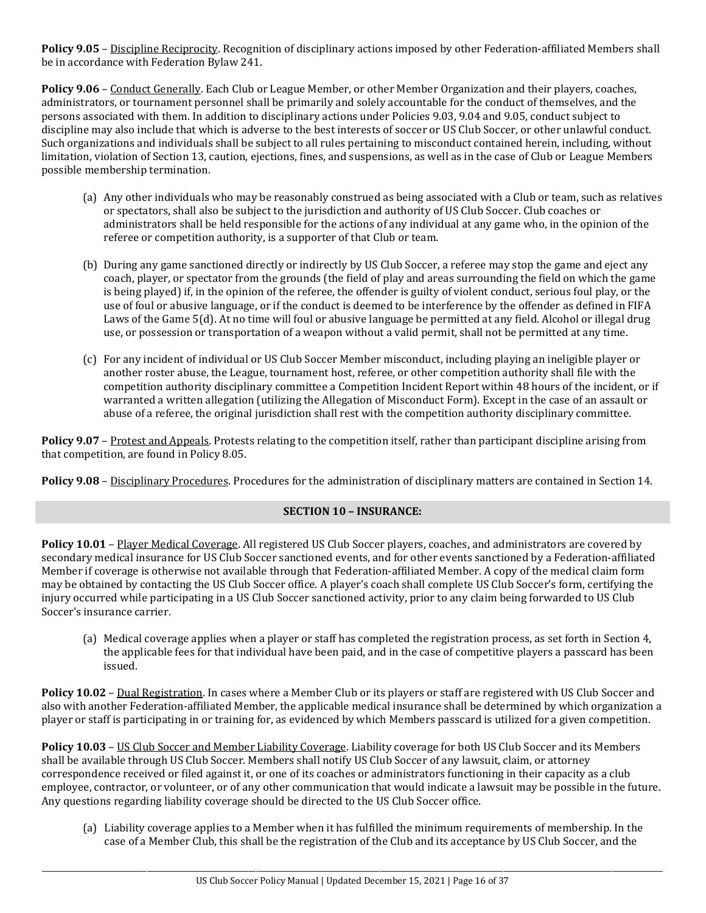**Policy 9.05** – Discipline Reciprocity. Recognition of disciplinary actions imposed by other Federation-affiliated Members shall be in accordance with Federation Bylaw 241.

**Policy 9.06** – Conduct Generally. Each Club or League Member, or other Member Organization and their players, coaches, administrators, or tournament personnel shall be primarily and solely accountable for the conduct of themselves, and the persons associated with them. In addition to disciplinary actions under Policies 9.03, 9.04 and 9.05, conduct subject to discipline may also include that which is adverse to the best interests of soccer or US Club Soccer, or other unlawful conduct. Such organizations and individuals shall be subject to all rules pertaining to misconduct contained herein, including, without limitation, violation of Section 13, caution, ejections, fines, and suspensions, as well as in the case of Club or League Members possible membership termination.

(a) Any other individuals who may be reasonably construed as being associated with a Club or team, such as relatives or spectators, shall also be subject to the jurisdiction and authority of US Club Soccer. Club coaches or administrators shall be held responsible for the actions of any individual at any game who, in the opinion of the referee or competition authority, is a supporter of that Club or team.

(b) During any game sanctioned directly or indirectly by US Club Soccer, a referee may stop the game and eject any coach, player, or spectator from the grounds (the field of play and areas surrounding the field on which the game is being played) if, in the opinion of the referee, the offender is guilty of violent conduct, serious foul play, or the use of foul or abusive language, or if the conduct is deemed to be interference by the offender as defined in FIFA Laws of the Game 5(d). At no time will foul or abusive language be permitted at any field. Alcohol or illegal drug use, or possession or transportation of a weapon without a valid permit, shall not be permitted at any time.

(c) For any incident of individual or US Club Soccer Member misconduct, including playing an ineligible player or another roster abuse, the League, tournament host, referee, or other competition authority shall file with the competition authority disciplinary committee a Competition Incident Report within 48 hours of the incident, or if warranted a written allegation (utilizing the Allegation of Misconduct Form). Except in the case of an assault or abuse of a referee, the original jurisdiction shall rest with the competition authority disciplinary committee.

**Policy 9.07** – Protest and Appeals. Protests relating to the competition itself, rather than participant discipline arising from that competition, are found in Policy 8.05.

**Policy 9.08** – Disciplinary Procedures. Procedures for the administration of disciplinary matters are contained in Section 14.

## SECTION 10 – INSURANCE:

**Policy 10.01** – Player Medical Coverage. All registered US Club Soccer players, coaches, and administrators are covered by secondary medical insurance for US Club Soccer sanctioned events, and for other events sanctioned by a Federation-affiliated Member if coverage is otherwise not available through that Federation-affiliated Member. A copy of the medical claim form may be obtained by contacting the US Club Soccer office. A player's coach shall complete US Club Soccer's form, certifying the injury occurred while participating in a US Club Soccer sanctioned activity, prior to any claim being forwarded to US Club Soccer's insurance carrier.

(a) Medical coverage applies when a player or staff has completed the registration process, as set forth in Section 4, the applicable fees for that individual have been paid, and in the case of competitive players a passcard has been issued.

**Policy 10.02** – Dual Registration. In cases where a Member Club or its players or staff are registered with US Club Soccer and also with another Federation-affiliated Member, the applicable medical insurance shall be determined by which organization a player or staff is participating in or training for, as evidenced by which Members passcard is utilized for a given competition.

**Policy 10.03** – US Club Soccer and Member Liability Coverage. Liability coverage for both US Club Soccer and its Members shall be available through US Club Soccer. Members shall notify US Club Soccer of any lawsuit, claim, or attorney correspondence received or filed against it, or one of its coaches or administrators functioning in their capacity as a club employee, contractor, or volunteer, or of any other communication that would indicate a lawsuit may be possible in the future. Any questions regarding liability coverage should be directed to the US Club Soccer office.

(a) Liability coverage applies to a Member when it has fulfilled the minimum requirements of membership. In the case of a Member Club, this shall be the registration of the Club and its acceptance by US Club Soccer, and the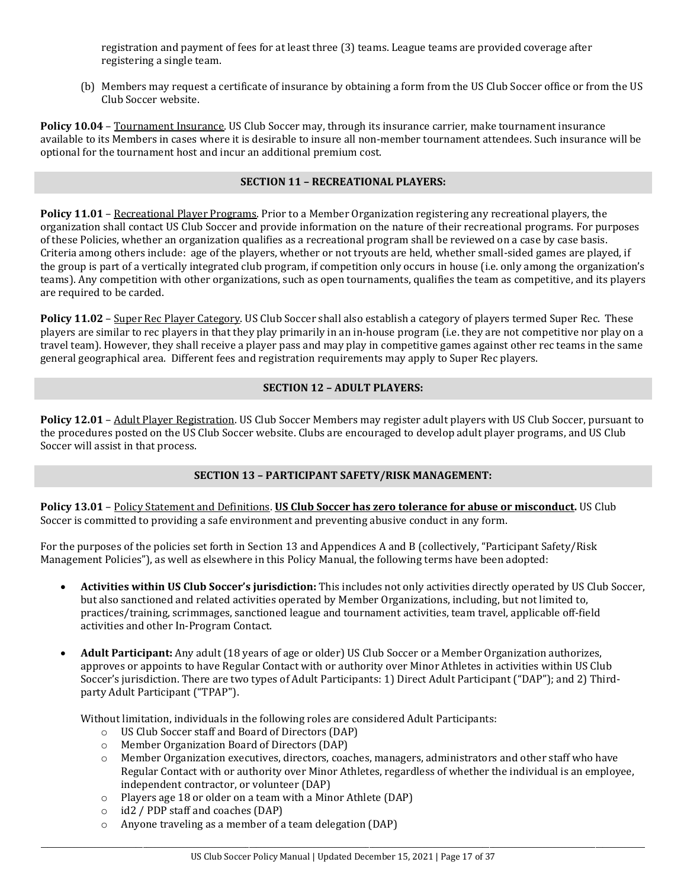registration and payment of fees for at least three (3) teams. League teams are provided coverage after registering a single team.

(b) Members may request a certificate of insurance by obtaining a form from the US Club Soccer office or from the US Club Soccer website.

**Policy 10.04** – Tournament Insurance. US Club Soccer may, through its insurance carrier, make tournament insurance available to its Members in cases where it is desirable to insure all non-member tournament attendees. Such insurance will be optional for the tournament host and incur an additional premium cost.

## SECTION 11 – RECREATIONAL PLAYERS:

**Policy 11.01** – Recreational Player Programs. Prior to a Member Organization registering any recreational players, the organization shall contact US Club Soccer and provide information on the nature of their recreational programs. For purposes of these Policies, whether an organization qualifies as a recreational program shall be reviewed on a case by case basis. Criteria among others include: age of the players, whether or not tryouts are held, whether small-sided games are played, if the group is part of a vertically integrated club program, if competition only occurs in house (i.e. only among the organization's teams). Any competition with other organizations, such as open tournaments, qualifies the team as competitive, and its players are required to be carded.

**Policy 11.02** – Super Rec Player Category. US Club Soccer shall also establish a category of players termed Super Rec. These players are similar to rec players in that they play primarily in an in-house program (i.e. they are not competitive nor play on a travel team). However, they shall receive a player pass and may play in competitive games against other rec teams in the same general geographical area. Different fees and registration requirements may apply to Super Rec players.

## SECTION 12 – ADULT PLAYERS:

**Policy 12.01** – Adult Player Registration. US Club Soccer Members may register adult players with US Club Soccer, pursuant to the procedures posted on the US Club Soccer website. Clubs are encouraged to develop adult player programs, and US Club Soccer will assist in that process.

## SECTION 13 – PARTICIPANT SAFETY/RISK MANAGEMENT:

**Policy 13.01** – Policy Statement and Definitions. **US Club Soccer has zero tolerance for abuse or misconduct.** US Club Soccer is committed to providing a safe environment and preventing abusive conduct in any form.

For the purposes of the policies set forth in Section 13 and Appendices A and B (collectively, "Participant Safety/Risk Management Policies"), as well as elsewhere in this Policy Manual, the following terms have been adopted:

- **Activities within US Club Soccer's jurisdiction:** This includes not only activities directly operated by US Club Soccer, but also sanctioned and related activities operated by Member Organizations, including, but not limited to, practices/training, scrimmages, sanctioned league and tournament activities, team travel, applicable off-field activities and other In-Program Contact.

- **Adult Participant:** Any adult (18 years of age or older) US Club Soccer or a Member Organization authorizes, approves or appoints to have Regular Contact with or authority over Minor Athletes in activities within US Club Soccer's jurisdiction. There are two types of Adult Participants: 1) Direct Adult Participant ("DAP"); and 2) Third-party Adult Participant ("TPAP").

  Without limitation, individuals in the following roles are considered Adult Participants:
  - US Club Soccer staff and Board of Directors (DAP)
  - Member Organization Board of Directors (DAP)
  - Member Organization executives, directors, coaches, managers, administrators and other staff who have Regular Contact with or authority over Minor Athletes, regardless of whether the individual is an employee, independent contractor, or volunteer (DAP)
  - Players age 18 or older on a team with a Minor Athlete (DAP)
  - id2 / PDP staff and coaches (DAP)
  - Anyone traveling as a member of a team delegation (DAP)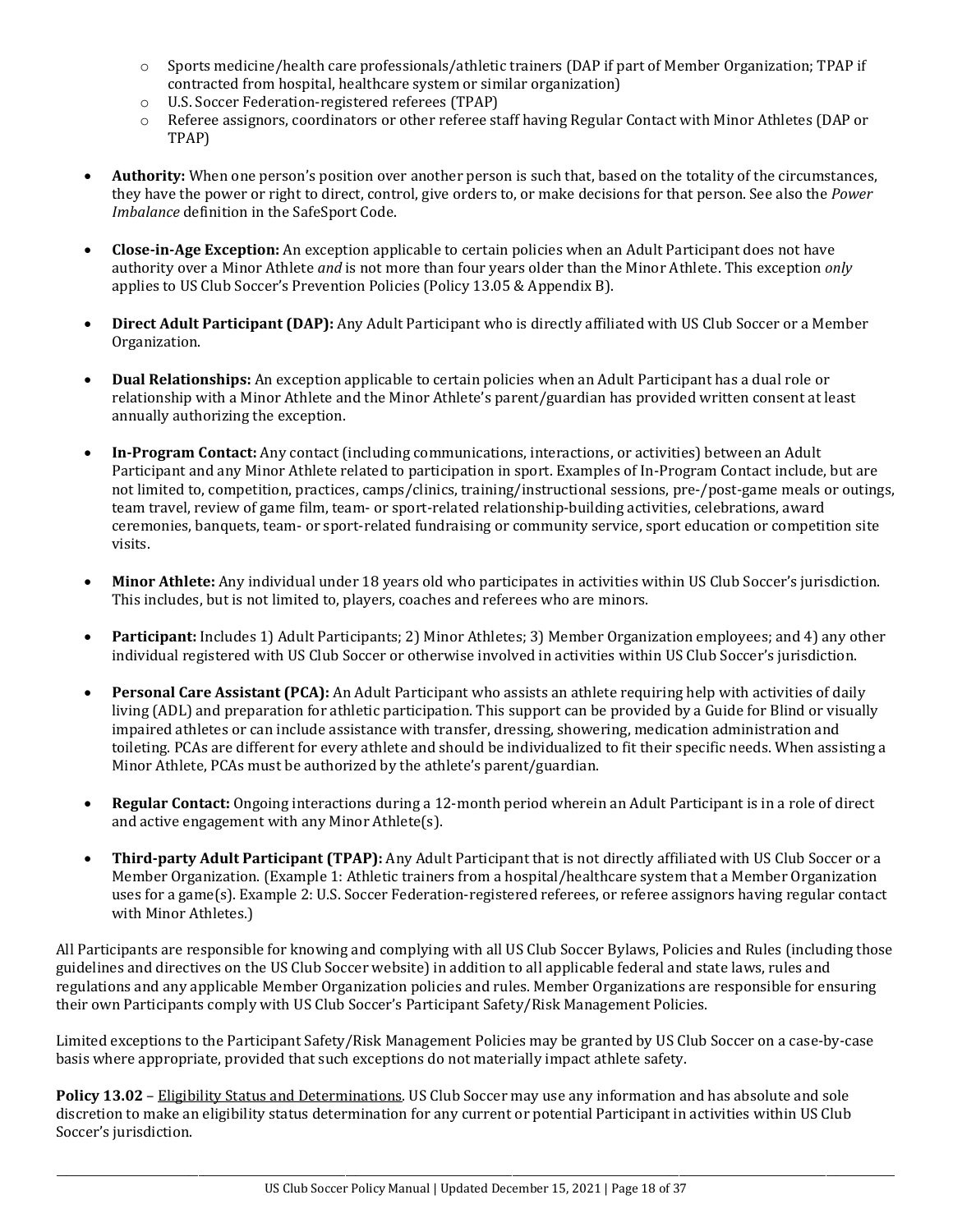- Sports medicine/health care professionals/athletic trainers (DAP if part of Member Organization; TPAP if contracted from hospital, healthcare system or similar organization)
  - U.S. Soccer Federation-registered referees (TPAP)
  - Referee assignors, coordinators or other referee staff having Regular Contact with Minor Athletes (DAP or TPAP)

- **Authority:** When one person's position over another person is such that, based on the totality of the circumstances, they have the power or right to direct, control, give orders to, or make decisions for that person. See also the *Power Imbalance* definition in the SafeSport Code.

- **Close-in-Age Exception:** An exception applicable to certain policies when an Adult Participant does not have authority over a Minor Athlete *and* is not more than four years older than the Minor Athlete. This exception *only* applies to US Club Soccer's Prevention Policies (Policy 13.05 & Appendix B).

- **Direct Adult Participant (DAP):** Any Adult Participant who is directly affiliated with US Club Soccer or a Member Organization.

- **Dual Relationships:** An exception applicable to certain policies when an Adult Participant has a dual role or relationship with a Minor Athlete and the Minor Athlete's parent/guardian has provided written consent at least annually authorizing the exception.

- **In-Program Contact:** Any contact (including communications, interactions, or activities) between an Adult Participant and any Minor Athlete related to participation in sport. Examples of In-Program Contact include, but are not limited to, competition, practices, camps/clinics, training/instructional sessions, pre-/post-game meals or outings, team travel, review of game film, team- or sport-related relationship-building activities, celebrations, award ceremonies, banquets, team- or sport-related fundraising or community service, sport education or competition site visits.

- **Minor Athlete:** Any individual under 18 years old who participates in activities within US Club Soccer's jurisdiction. This includes, but is not limited to, players, coaches and referees who are minors.

- **Participant:** Includes 1) Adult Participants; 2) Minor Athletes; 3) Member Organization employees; and 4) any other individual registered with US Club Soccer or otherwise involved in activities within US Club Soccer's jurisdiction.

- **Personal Care Assistant (PCA):** An Adult Participant who assists an athlete requiring help with activities of daily living (ADL) and preparation for athletic participation. This support can be provided by a Guide for Blind or visually impaired athletes or can include assistance with transfer, dressing, showering, medication administration and toileting. PCAs are different for every athlete and should be individualized to fit their specific needs. When assisting a Minor Athlete, PCAs must be authorized by the athlete's parent/guardian.

- **Regular Contact:** Ongoing interactions during a 12-month period wherein an Adult Participant is in a role of direct and active engagement with any Minor Athlete(s).

- **Third-party Adult Participant (TPAP):** Any Adult Participant that is not directly affiliated with US Club Soccer or a Member Organization. (Example 1: Athletic trainers from a hospital/healthcare system that a Member Organization uses for a game(s). Example 2: U.S. Soccer Federation-registered referees, or referee assignors having regular contact with Minor Athletes.)

All Participants are responsible for knowing and complying with all US Club Soccer Bylaws, Policies and Rules (including those guidelines and directives on the US Club Soccer website) in addition to all applicable federal and state laws, rules and regulations and any applicable Member Organization policies and rules. Member Organizations are responsible for ensuring their own Participants comply with US Club Soccer's Participant Safety/Risk Management Policies.

Limited exceptions to the Participant Safety/Risk Management Policies may be granted by US Club Soccer on a case-by-case basis where appropriate, provided that such exceptions do not materially impact athlete safety.

**Policy 13.02** – Eligibility Status and Determinations. US Club Soccer may use any information and has absolute and sole discretion to make an eligibility status determination for any current or potential Participant in activities within US Club Soccer's jurisdiction.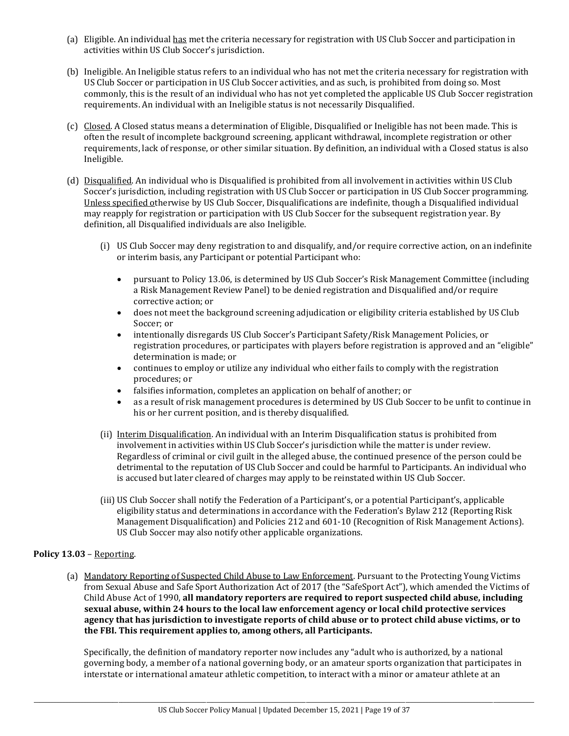(a) Eligible. An individual has met the criteria necessary for registration with US Club Soccer and participation in activities within US Club Soccer's jurisdiction.

(b) Ineligible. An Ineligible status refers to an individual who has not met the criteria necessary for registration with US Club Soccer or participation in US Club Soccer activities, and as such, is prohibited from doing so. Most commonly, this is the result of an individual who has not yet completed the applicable US Club Soccer registration requirements. An individual with an Ineligible status is not necessarily Disqualified.

(c) Closed. A Closed status means a determination of Eligible, Disqualified or Ineligible has not been made. This is often the result of incomplete background screening, applicant withdrawal, incomplete registration or other requirements, lack of response, or other similar situation. By definition, an individual with a Closed status is also Ineligible.

(d) Disqualified. An individual who is Disqualified is prohibited from all involvement in activities within US Club Soccer's jurisdiction, including registration with US Club Soccer or participation in US Club Soccer programming. Unless specified otherwise by US Club Soccer, Disqualifications are indefinite, though a Disqualified individual may reapply for registration or participation with US Club Soccer for the subsequent registration year. By definition, all Disqualified individuals are also Ineligible.

(i) US Club Soccer may deny registration to and disqualify, and/or require corrective action, on an indefinite or interim basis, any Participant or potential Participant who:

- pursuant to Policy 13.06, is determined by US Club Soccer's Risk Management Committee (including a Risk Management Review Panel) to be denied registration and Disqualified and/or require corrective action; or
- does not meet the background screening adjudication or eligibility criteria established by US Club Soccer; or
- intentionally disregards US Club Soccer's Participant Safety/Risk Management Policies, or registration procedures, or participates with players before registration is approved and an "eligible" determination is made; or
- continues to employ or utilize any individual who either fails to comply with the registration procedures; or
- falsifies information, completes an application on behalf of another; or
- as a result of risk management procedures is determined by US Club Soccer to be unfit to continue in his or her current position, and is thereby disqualified.

(ii) Interim Disqualification. An individual with an Interim Disqualification status is prohibited from involvement in activities within US Club Soccer's jurisdiction while the matter is under review. Regardless of criminal or civil guilt in the alleged abuse, the continued presence of the person could be detrimental to the reputation of US Club Soccer and could be harmful to Participants. An individual who is accused but later cleared of charges may apply to be reinstated within US Club Soccer.

(iii) US Club Soccer shall notify the Federation of a Participant's, or a potential Participant's, applicable eligibility status and determinations in accordance with the Federation's Bylaw 212 (Reporting Risk Management Disqualification) and Policies 212 and 601-10 (Recognition of Risk Management Actions). US Club Soccer may also notify other applicable organizations.

**Policy 13.03** – Reporting.

(a) Mandatory Reporting of Suspected Child Abuse to Law Enforcement. Pursuant to the Protecting Young Victims from Sexual Abuse and Safe Sport Authorization Act of 2017 (the "SafeSport Act"), which amended the Victims of Child Abuse Act of 1990, **all mandatory reporters are required to report suspected child abuse, including sexual abuse, within 24 hours to the local law enforcement agency or local child protective services agency that has jurisdiction to investigate reports of child abuse or to protect child abuse victims, or to the FBI. This requirement applies to, among others, all Participants.**

Specifically, the definition of mandatory reporter now includes any "adult who is authorized, by a national governing body, a member of a national governing body, or an amateur sports organization that participates in interstate or international amateur athletic competition, to interact with a minor or amateur athlete at an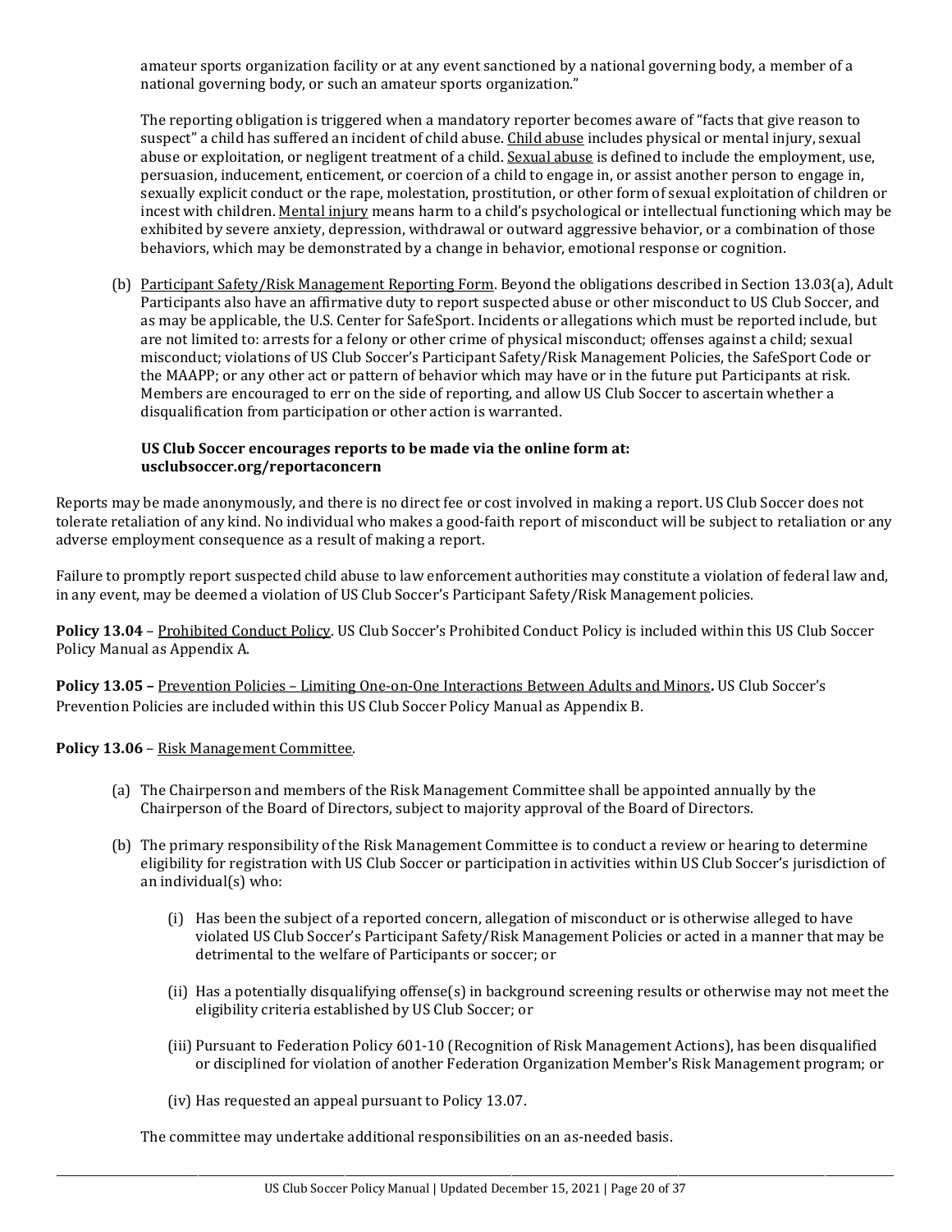amateur sports organization facility or at any event sanctioned by a national governing body, a member of a national governing body, or such an amateur sports organization."

The reporting obligation is triggered when a mandatory reporter becomes aware of "facts that give reason to suspect" a child has suffered an incident of child abuse. Child abuse includes physical or mental injury, sexual abuse or exploitation, or negligent treatment of a child. Sexual abuse is defined to include the employment, use, persuasion, inducement, enticement, or coercion of a child to engage in, or assist another person to engage in, sexually explicit conduct or the rape, molestation, prostitution, or other form of sexual exploitation of children or incest with children. Mental injury means harm to a child's psychological or intellectual functioning which may be exhibited by severe anxiety, depression, withdrawal or outward aggressive behavior, or a combination of those behaviors, which may be demonstrated by a change in behavior, emotional response or cognition.

(b) Participant Safety/Risk Management Reporting Form. Beyond the obligations described in Section 13.03(a), Adult Participants also have an affirmative duty to report suspected abuse or other misconduct to US Club Soccer, and as may be applicable, the U.S. Center for SafeSport. Incidents or allegations which must be reported include, but are not limited to: arrests for a felony or other crime of physical misconduct; offenses against a child; sexual misconduct; violations of US Club Soccer's Participant Safety/Risk Management Policies, the SafeSport Code or the MAAPP; or any other act or pattern of behavior which may have or in the future put Participants at risk. Members are encouraged to err on the side of reporting, and allow US Club Soccer to ascertain whether a disqualification from participation or other action is warranted.

**US Club Soccer encourages reports to be made via the online form at: usclubsoccer.org/reportaconcern**

Reports may be made anonymously, and there is no direct fee or cost involved in making a report. US Club Soccer does not tolerate retaliation of any kind. No individual who makes a good-faith report of misconduct will be subject to retaliation or any adverse employment consequence as a result of making a report.

Failure to promptly report suspected child abuse to law enforcement authorities may constitute a violation of federal law and, in any event, may be deemed a violation of US Club Soccer's Participant Safety/Risk Management policies.

**Policy 13.04** – Prohibited Conduct Policy. US Club Soccer's Prohibited Conduct Policy is included within this US Club Soccer Policy Manual as Appendix A.

**Policy 13.05 –** Prevention Policies – Limiting One-on-One Interactions Between Adults and Minors**.** US Club Soccer's Prevention Policies are included within this US Club Soccer Policy Manual as Appendix B.

**Policy 13.06** – Risk Management Committee.

(a) The Chairperson and members of the Risk Management Committee shall be appointed annually by the Chairperson of the Board of Directors, subject to majority approval of the Board of Directors.

(b) The primary responsibility of the Risk Management Committee is to conduct a review or hearing to determine eligibility for registration with US Club Soccer or participation in activities within US Club Soccer's jurisdiction of an individual(s) who:

(i) Has been the subject of a reported concern, allegation of misconduct or is otherwise alleged to have violated US Club Soccer's Participant Safety/Risk Management Policies or acted in a manner that may be detrimental to the welfare of Participants or soccer; or

(ii) Has a potentially disqualifying offense(s) in background screening results or otherwise may not meet the eligibility criteria established by US Club Soccer; or

(iii) Pursuant to Federation Policy 601-10 (Recognition of Risk Management Actions), has been disqualified or disciplined for violation of another Federation Organization Member's Risk Management program; or

(iv) Has requested an appeal pursuant to Policy 13.07.

The committee may undertake additional responsibilities on an as-needed basis.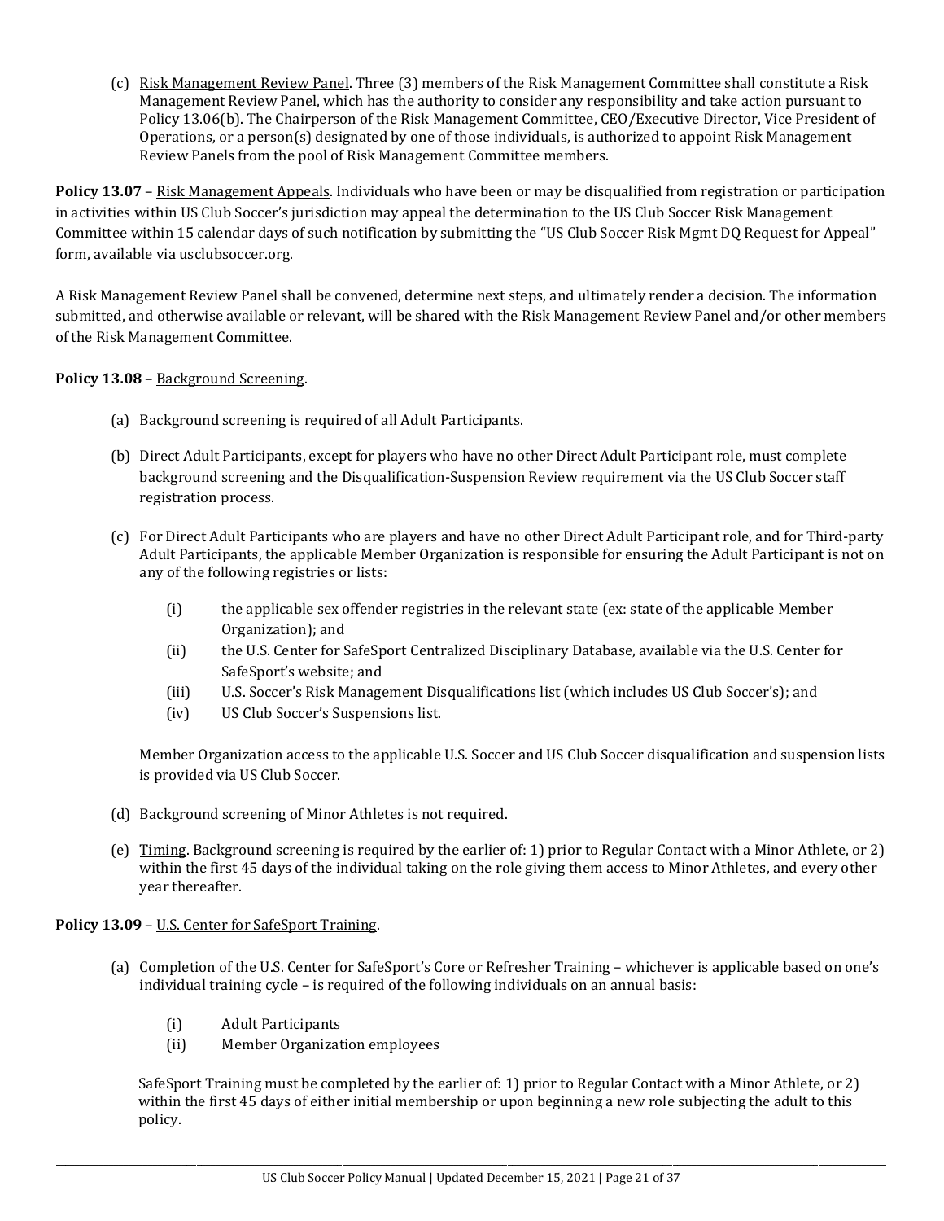(c) Risk Management Review Panel. Three (3) members of the Risk Management Committee shall constitute a Risk Management Review Panel, which has the authority to consider any responsibility and take action pursuant to Policy 13.06(b). The Chairperson of the Risk Management Committee, CEO/Executive Director, Vice President of Operations, or a person(s) designated by one of those individuals, is authorized to appoint Risk Management Review Panels from the pool of Risk Management Committee members.

**Policy 13.07** – Risk Management Appeals. Individuals who have been or may be disqualified from registration or participation in activities within US Club Soccer's jurisdiction may appeal the determination to the US Club Soccer Risk Management Committee within 15 calendar days of such notification by submitting the "US Club Soccer Risk Mgmt DQ Request for Appeal" form, available via usclubsoccer.org.

A Risk Management Review Panel shall be convened, determine next steps, and ultimately render a decision. The information submitted, and otherwise available or relevant, will be shared with the Risk Management Review Panel and/or other members of the Risk Management Committee.

**Policy 13.08** – Background Screening.

(a) Background screening is required of all Adult Participants.

(b) Direct Adult Participants, except for players who have no other Direct Adult Participant role, must complete background screening and the Disqualification-Suspension Review requirement via the US Club Soccer staff registration process.

(c) For Direct Adult Participants who are players and have no other Direct Adult Participant role, and for Third-party Adult Participants, the applicable Member Organization is responsible for ensuring the Adult Participant is not on any of the following registries or lists:

(i) the applicable sex offender registries in the relevant state (ex: state of the applicable Member Organization); and
(ii) the U.S. Center for SafeSport Centralized Disciplinary Database, available via the U.S. Center for SafeSport's website; and
(iii) U.S. Soccer's Risk Management Disqualifications list (which includes US Club Soccer's); and
(iv) US Club Soccer's Suspensions list.

Member Organization access to the applicable U.S. Soccer and US Club Soccer disqualification and suspension lists is provided via US Club Soccer.

(d) Background screening of Minor Athletes is not required.

(e) Timing. Background screening is required by the earlier of: 1) prior to Regular Contact with a Minor Athlete, or 2) within the first 45 days of the individual taking on the role giving them access to Minor Athletes, and every other year thereafter.

**Policy 13.09** – U.S. Center for SafeSport Training.

(a) Completion of the U.S. Center for SafeSport's Core or Refresher Training – whichever is applicable based on one's individual training cycle – is required of the following individuals on an annual basis:

(i) Adult Participants
(ii) Member Organization employees

SafeSport Training must be completed by the earlier of: 1) prior to Regular Contact with a Minor Athlete, or 2) within the first 45 days of either initial membership or upon beginning a new role subjecting the adult to this policy.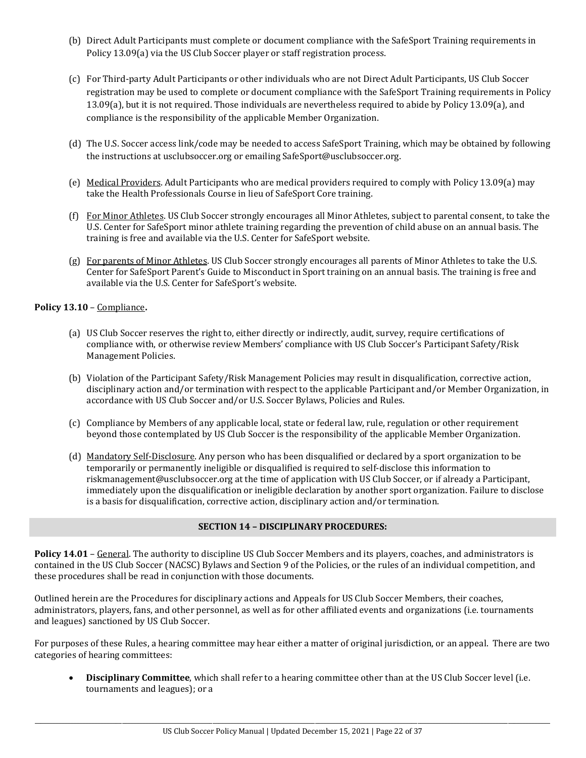(b) Direct Adult Participants must complete or document compliance with the SafeSport Training requirements in Policy 13.09(a) via the US Club Soccer player or staff registration process.

(c) For Third-party Adult Participants or other individuals who are not Direct Adult Participants, US Club Soccer registration may be used to complete or document compliance with the SafeSport Training requirements in Policy 13.09(a), but it is not required. Those individuals are nevertheless required to abide by Policy 13.09(a), and compliance is the responsibility of the applicable Member Organization.

(d) The U.S. Soccer access link/code may be needed to access SafeSport Training, which may be obtained by following the instructions at usclubsoccer.org or emailing SafeSport@usclubsoccer.org.

(e) Medical Providers. Adult Participants who are medical providers required to comply with Policy 13.09(a) may take the Health Professionals Course in lieu of SafeSport Core training.

(f) For Minor Athletes. US Club Soccer strongly encourages all Minor Athletes, subject to parental consent, to take the U.S. Center for SafeSport minor athlete training regarding the prevention of child abuse on an annual basis. The training is free and available via the U.S. Center for SafeSport website.

(g) For parents of Minor Athletes. US Club Soccer strongly encourages all parents of Minor Athletes to take the U.S. Center for SafeSport Parent's Guide to Misconduct in Sport training on an annual basis. The training is free and available via the U.S. Center for SafeSport's website.

**Policy 13.10** – Compliance**.**

(a) US Club Soccer reserves the right to, either directly or indirectly, audit, survey, require certifications of compliance with, or otherwise review Members' compliance with US Club Soccer's Participant Safety/Risk Management Policies.

(b) Violation of the Participant Safety/Risk Management Policies may result in disqualification, corrective action, disciplinary action and/or termination with respect to the applicable Participant and/or Member Organization, in accordance with US Club Soccer and/or U.S. Soccer Bylaws, Policies and Rules.

(c) Compliance by Members of any applicable local, state or federal law, rule, regulation or other requirement beyond those contemplated by US Club Soccer is the responsibility of the applicable Member Organization.

(d) Mandatory Self-Disclosure. Any person who has been disqualified or declared by a sport organization to be temporarily or permanently ineligible or disqualified is required to self-disclose this information to riskmanagement@usclubsoccer.org at the time of application with US Club Soccer, or if already a Participant, immediately upon the disqualification or ineligible declaration by another sport organization. Failure to disclose is a basis for disqualification, corrective action, disciplinary action and/or termination.

## SECTION 14 – DISCIPLINARY PROCEDURES:

**Policy 14.01** – General. The authority to discipline US Club Soccer Members and its players, coaches, and administrators is contained in the US Club Soccer (NACSC) Bylaws and Section 9 of the Policies, or the rules of an individual competition, and these procedures shall be read in conjunction with those documents.

Outlined herein are the Procedures for disciplinary actions and Appeals for US Club Soccer Members, their coaches, administrators, players, fans, and other personnel, as well as for other affiliated events and organizations (i.e. tournaments and leagues) sanctioned by US Club Soccer.

For purposes of these Rules, a hearing committee may hear either a matter of original jurisdiction, or an appeal. There are two categories of hearing committees:

- **Disciplinary Committee**, which shall refer to a hearing committee other than at the US Club Soccer level (i.e. tournaments and leagues); or a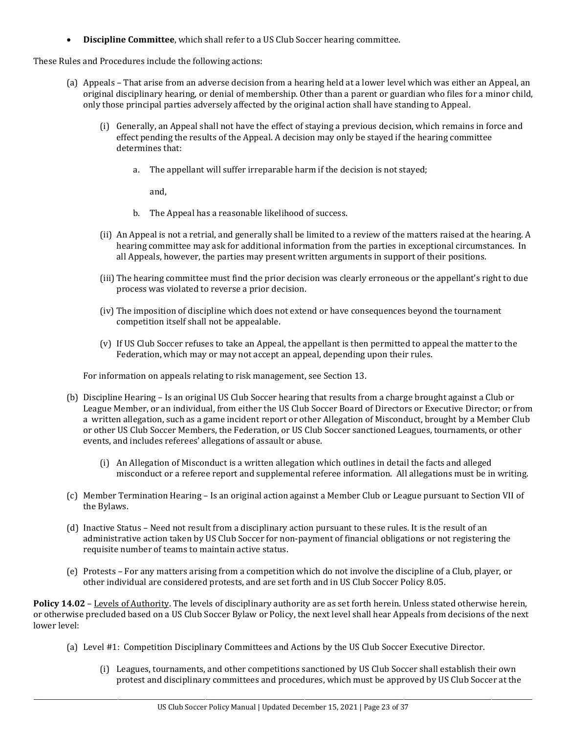- **Discipline Committee**, which shall refer to a US Club Soccer hearing committee.

These Rules and Procedures include the following actions:

(a) Appeals – That arise from an adverse decision from a hearing held at a lower level which was either an Appeal, an original disciplinary hearing, or denial of membership. Other than a parent or guardian who files for a minor child, only those principal parties adversely affected by the original action shall have standing to Appeal.

   (i) Generally, an Appeal shall not have the effect of staying a previous decision, which remains in force and effect pending the results of the Appeal. A decision may only be stayed if the hearing committee determines that:

      a. The appellant will suffer irreparable harm if the decision is not stayed;

         and,

      b. The Appeal has a reasonable likelihood of success.

   (ii) An Appeal is not a retrial, and generally shall be limited to a review of the matters raised at the hearing. A hearing committee may ask for additional information from the parties in exceptional circumstances. In all Appeals, however, the parties may present written arguments in support of their positions.

   (iii) The hearing committee must find the prior decision was clearly erroneous or the appellant's right to due process was violated to reverse a prior decision.

   (iv) The imposition of discipline which does not extend or have consequences beyond the tournament competition itself shall not be appealable.

   (v) If US Club Soccer refuses to take an Appeal, the appellant is then permitted to appeal the matter to the Federation, which may or may not accept an appeal, depending upon their rules.

   For information on appeals relating to risk management, see Section 13.

(b) Discipline Hearing – Is an original US Club Soccer hearing that results from a charge brought against a Club or League Member, or an individual, from either the US Club Soccer Board of Directors or Executive Director; or from a written allegation, such as a game incident report or other Allegation of Misconduct, brought by a Member Club or other US Club Soccer Members, the Federation, or US Club Soccer sanctioned Leagues, tournaments, or other events, and includes referees' allegations of assault or abuse.

   (i) An Allegation of Misconduct is a written allegation which outlines in detail the facts and alleged misconduct or a referee report and supplemental referee information. All allegations must be in writing.

(c) Member Termination Hearing – Is an original action against a Member Club or League pursuant to Section VII of the Bylaws.

(d) Inactive Status – Need not result from a disciplinary action pursuant to these rules. It is the result of an administrative action taken by US Club Soccer for non-payment of financial obligations or not registering the requisite number of teams to maintain active status.

(e) Protests – For any matters arising from a competition which do not involve the discipline of a Club, player, or other individual are considered protests, and are set forth and in US Club Soccer Policy 8.05.

**Policy 14.02** – Levels of Authority. The levels of disciplinary authority are as set forth herein. Unless stated otherwise herein, or otherwise precluded based on a US Club Soccer Bylaw or Policy, the next level shall hear Appeals from decisions of the next lower level:

(a) Level #1: Competition Disciplinary Committees and Actions by the US Club Soccer Executive Director.

   (i) Leagues, tournaments, and other competitions sanctioned by US Club Soccer shall establish their own protest and disciplinary committees and procedures, which must be approved by US Club Soccer at the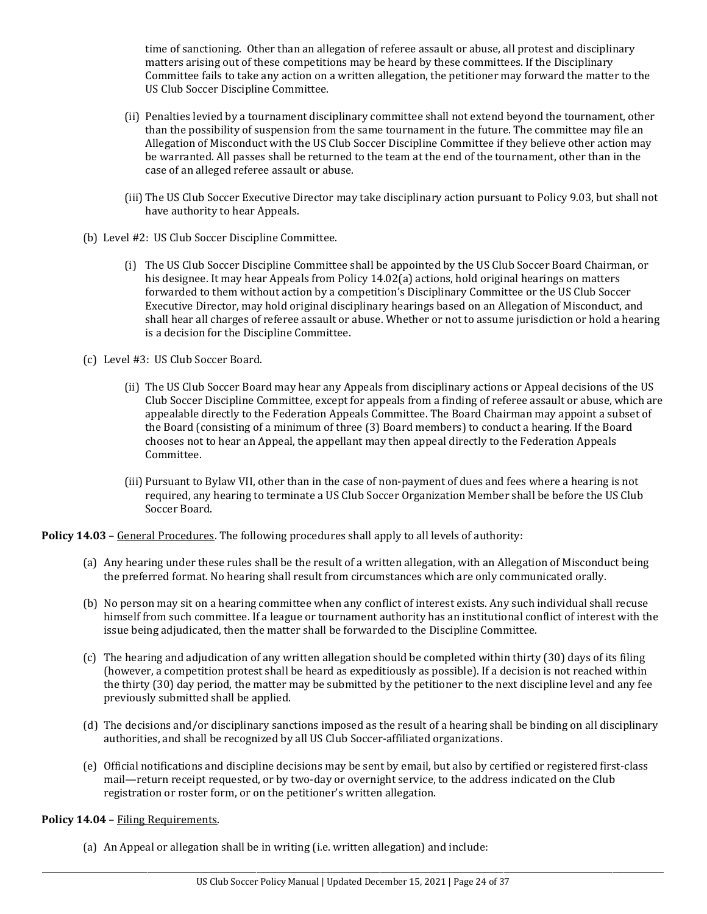time of sanctioning. Other than an allegation of referee assault or abuse, all protest and disciplinary matters arising out of these competitions may be heard by these committees. If the Disciplinary Committee fails to take any action on a written allegation, the petitioner may forward the matter to the US Club Soccer Discipline Committee.

(ii) Penalties levied by a tournament disciplinary committee shall not extend beyond the tournament, other than the possibility of suspension from the same tournament in the future. The committee may file an Allegation of Misconduct with the US Club Soccer Discipline Committee if they believe other action may be warranted. All passes shall be returned to the team at the end of the tournament, other than in the case of an alleged referee assault or abuse.

(iii) The US Club Soccer Executive Director may take disciplinary action pursuant to Policy 9.03, but shall not have authority to hear Appeals.

(b) Level #2: US Club Soccer Discipline Committee.

(i) The US Club Soccer Discipline Committee shall be appointed by the US Club Soccer Board Chairman, or his designee. It may hear Appeals from Policy 14.02(a) actions, hold original hearings on matters forwarded to them without action by a competition's Disciplinary Committee or the US Club Soccer Executive Director, may hold original disciplinary hearings based on an Allegation of Misconduct, and shall hear all charges of referee assault or abuse. Whether or not to assume jurisdiction or hold a hearing is a decision for the Discipline Committee.

(c) Level #3: US Club Soccer Board.

(ii) The US Club Soccer Board may hear any Appeals from disciplinary actions or Appeal decisions of the US Club Soccer Discipline Committee, except for appeals from a finding of referee assault or abuse, which are appealable directly to the Federation Appeals Committee. The Board Chairman may appoint a subset of the Board (consisting of a minimum of three (3) Board members) to conduct a hearing. If the Board chooses not to hear an Appeal, the appellant may then appeal directly to the Federation Appeals Committee.

(iii) Pursuant to Bylaw VII, other than in the case of non-payment of dues and fees where a hearing is not required, any hearing to terminate a US Club Soccer Organization Member shall be before the US Club Soccer Board.

**Policy 14.03** – General Procedures. The following procedures shall apply to all levels of authority:

(a) Any hearing under these rules shall be the result of a written allegation, with an Allegation of Misconduct being the preferred format. No hearing shall result from circumstances which are only communicated orally.

(b) No person may sit on a hearing committee when any conflict of interest exists. Any such individual shall recuse himself from such committee. If a league or tournament authority has an institutional conflict of interest with the issue being adjudicated, then the matter shall be forwarded to the Discipline Committee.

(c) The hearing and adjudication of any written allegation should be completed within thirty (30) days of its filing (however, a competition protest shall be heard as expeditiously as possible). If a decision is not reached within the thirty (30) day period, the matter may be submitted by the petitioner to the next discipline level and any fee previously submitted shall be applied.

(d) The decisions and/or disciplinary sanctions imposed as the result of a hearing shall be binding on all disciplinary authorities, and shall be recognized by all US Club Soccer-affiliated organizations.

(e) Official notifications and discipline decisions may be sent by email, but also by certified or registered first-class mail—return receipt requested, or by two-day or overnight service, to the address indicated on the Club registration or roster form, or on the petitioner's written allegation.

**Policy 14.04** – Filing Requirements.

(a) An Appeal or allegation shall be in writing (i.e. written allegation) and include: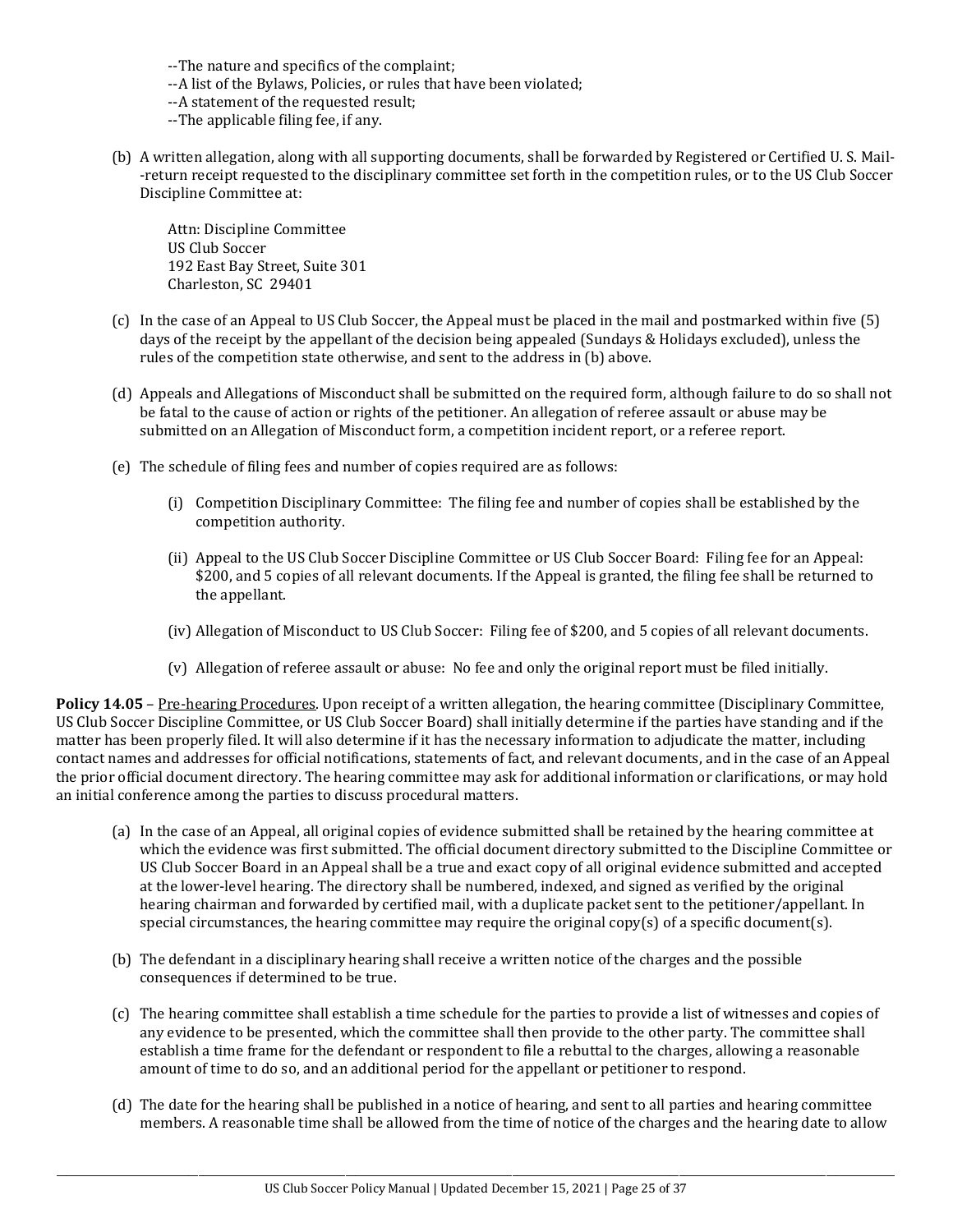--The nature and specifics of the complaint;
--A list of the Bylaws, Policies, or rules that have been violated;
--A statement of the requested result;
--The applicable filing fee, if any.

(b) A written allegation, along with all supporting documents, shall be forwarded by Registered or Certified U. S. Mail--return receipt requested to the disciplinary committee set forth in the competition rules, or to the US Club Soccer Discipline Committee at:

Attn: Discipline Committee
US Club Soccer
192 East Bay Street, Suite 301
Charleston, SC 29401

(c) In the case of an Appeal to US Club Soccer, the Appeal must be placed in the mail and postmarked within five (5) days of the receipt by the appellant of the decision being appealed (Sundays & Holidays excluded), unless the rules of the competition state otherwise, and sent to the address in (b) above.

(d) Appeals and Allegations of Misconduct shall be submitted on the required form, although failure to do so shall not be fatal to the cause of action or rights of the petitioner. An allegation of referee assault or abuse may be submitted on an Allegation of Misconduct form, a competition incident report, or a referee report.

(e) The schedule of filing fees and number of copies required are as follows:

(i) Competition Disciplinary Committee: The filing fee and number of copies shall be established by the competition authority.

(ii) Appeal to the US Club Soccer Discipline Committee or US Club Soccer Board: Filing fee for an Appeal: $200, and 5 copies of all relevant documents. If the Appeal is granted, the filing fee shall be returned to the appellant.

(iv) Allegation of Misconduct to US Club Soccer: Filing fee of $200, and 5 copies of all relevant documents.

(v) Allegation of referee assault or abuse: No fee and only the original report must be filed initially.

**Policy 14.05** – Pre-hearing Procedures. Upon receipt of a written allegation, the hearing committee (Disciplinary Committee, US Club Soccer Discipline Committee, or US Club Soccer Board) shall initially determine if the parties have standing and if the matter has been properly filed. It will also determine if it has the necessary information to adjudicate the matter, including contact names and addresses for official notifications, statements of fact, and relevant documents, and in the case of an Appeal the prior official document directory. The hearing committee may ask for additional information or clarifications, or may hold an initial conference among the parties to discuss procedural matters.

(a) In the case of an Appeal, all original copies of evidence submitted shall be retained by the hearing committee at which the evidence was first submitted. The official document directory submitted to the Discipline Committee or US Club Soccer Board in an Appeal shall be a true and exact copy of all original evidence submitted and accepted at the lower-level hearing. The directory shall be numbered, indexed, and signed as verified by the original hearing chairman and forwarded by certified mail, with a duplicate packet sent to the petitioner/appellant. In special circumstances, the hearing committee may require the original copy(s) of a specific document(s).

(b) The defendant in a disciplinary hearing shall receive a written notice of the charges and the possible consequences if determined to be true.

(c) The hearing committee shall establish a time schedule for the parties to provide a list of witnesses and copies of any evidence to be presented, which the committee shall then provide to the other party. The committee shall establish a time frame for the defendant or respondent to file a rebuttal to the charges, allowing a reasonable amount of time to do so, and an additional period for the appellant or petitioner to respond.

(d) The date for the hearing shall be published in a notice of hearing, and sent to all parties and hearing committee members. A reasonable time shall be allowed from the time of notice of the charges and the hearing date to allow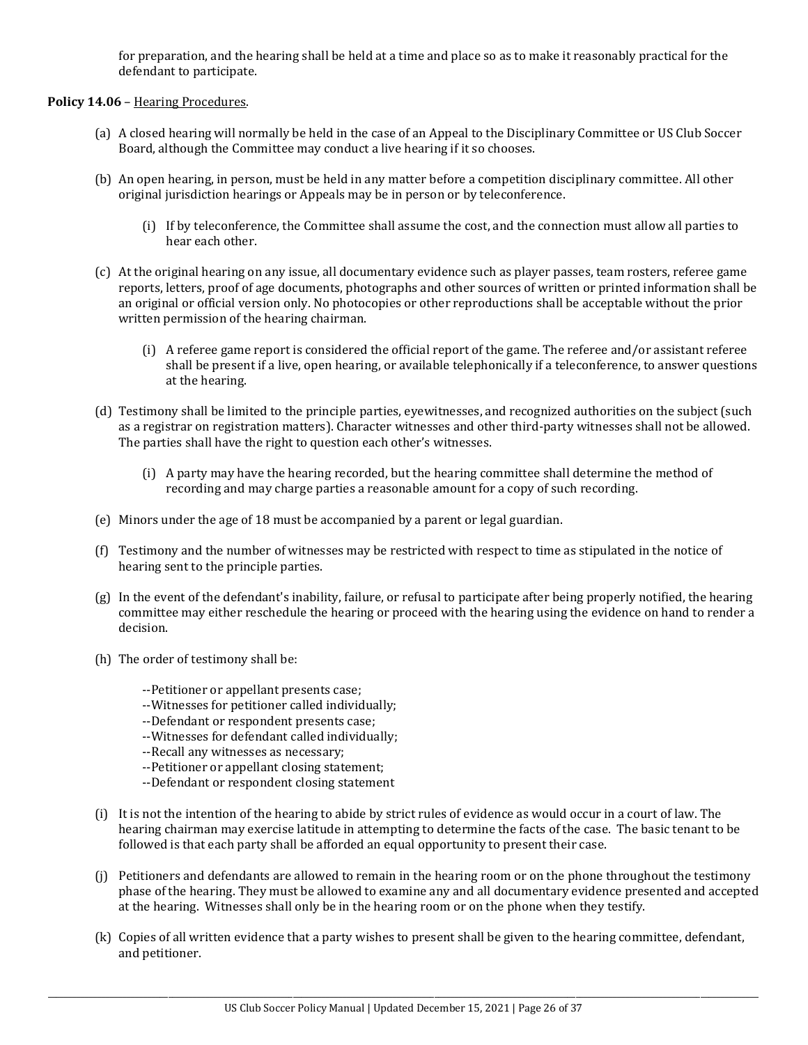for preparation, and the hearing shall be held at a time and place so as to make it reasonably practical for the defendant to participate.

**Policy 14.06** – Hearing Procedures.

(a) A closed hearing will normally be held in the case of an Appeal to the Disciplinary Committee or US Club Soccer Board, although the Committee may conduct a live hearing if it so chooses.

(b) An open hearing, in person, must be held in any matter before a competition disciplinary committee. All other original jurisdiction hearings or Appeals may be in person or by teleconference.

   (i) If by teleconference, the Committee shall assume the cost, and the connection must allow all parties to hear each other.

(c) At the original hearing on any issue, all documentary evidence such as player passes, team rosters, referee game reports, letters, proof of age documents, photographs and other sources of written or printed information shall be an original or official version only. No photocopies or other reproductions shall be acceptable without the prior written permission of the hearing chairman.

   (i) A referee game report is considered the official report of the game. The referee and/or assistant referee shall be present if a live, open hearing, or available telephonically if a teleconference, to answer questions at the hearing.

(d) Testimony shall be limited to the principle parties, eyewitnesses, and recognized authorities on the subject (such as a registrar on registration matters). Character witnesses and other third-party witnesses shall not be allowed. The parties shall have the right to question each other's witnesses.

   (i) A party may have the hearing recorded, but the hearing committee shall determine the method of recording and may charge parties a reasonable amount for a copy of such recording.

(e) Minors under the age of 18 must be accompanied by a parent or legal guardian.

(f) Testimony and the number of witnesses may be restricted with respect to time as stipulated in the notice of hearing sent to the principle parties.

(g) In the event of the defendant's inability, failure, or refusal to participate after being properly notified, the hearing committee may either reschedule the hearing or proceed with the hearing using the evidence on hand to render a decision.

(h) The order of testimony shall be:

   --Petitioner or appellant presents case;
   --Witnesses for petitioner called individually;
   --Defendant or respondent presents case;
   --Witnesses for defendant called individually;
   --Recall any witnesses as necessary;
   --Petitioner or appellant closing statement;
   --Defendant or respondent closing statement

(i) It is not the intention of the hearing to abide by strict rules of evidence as would occur in a court of law. The hearing chairman may exercise latitude in attempting to determine the facts of the case. The basic tenant to be followed is that each party shall be afforded an equal opportunity to present their case.

(j) Petitioners and defendants are allowed to remain in the hearing room or on the phone throughout the testimony phase of the hearing. They must be allowed to examine any and all documentary evidence presented and accepted at the hearing. Witnesses shall only be in the hearing room or on the phone when they testify.

(k) Copies of all written evidence that a party wishes to present shall be given to the hearing committee, defendant, and petitioner.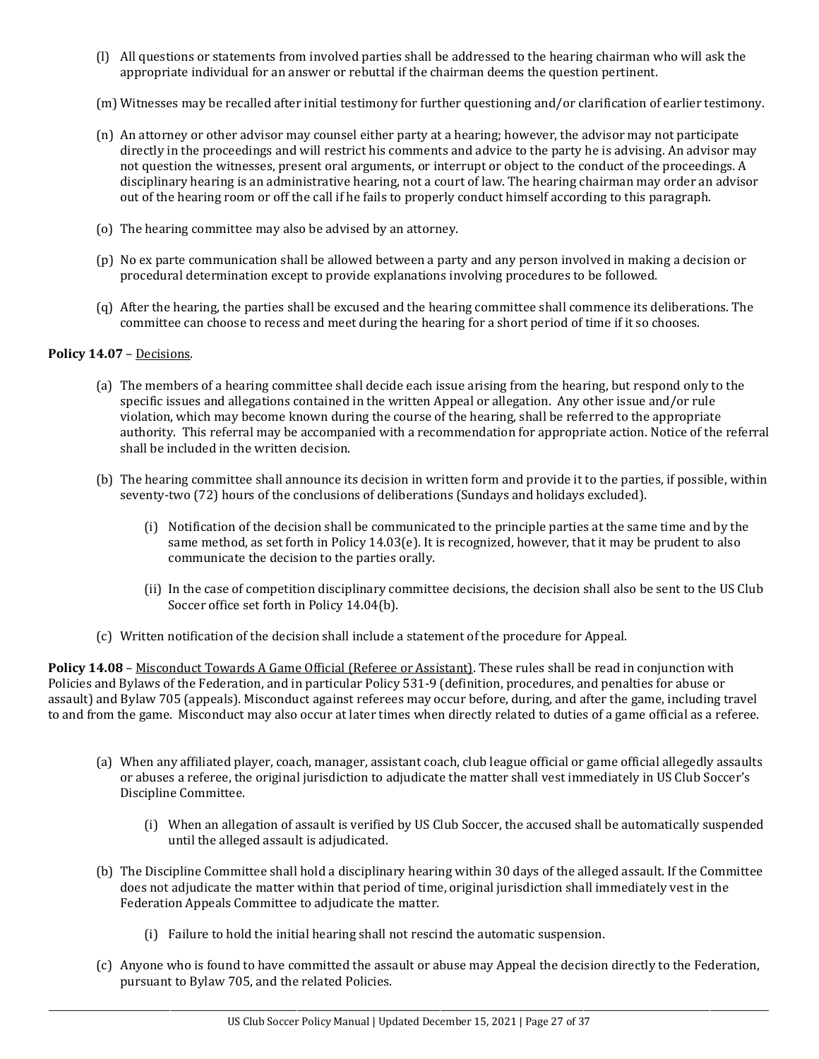(l) All questions or statements from involved parties shall be addressed to the hearing chairman who will ask the appropriate individual for an answer or rebuttal if the chairman deems the question pertinent.

(m) Witnesses may be recalled after initial testimony for further questioning and/or clarification of earlier testimony.

(n) An attorney or other advisor may counsel either party at a hearing; however, the advisor may not participate directly in the proceedings and will restrict his comments and advice to the party he is advising. An advisor may not question the witnesses, present oral arguments, or interrupt or object to the conduct of the proceedings. A disciplinary hearing is an administrative hearing, not a court of law. The hearing chairman may order an advisor out of the hearing room or off the call if he fails to properly conduct himself according to this paragraph.

(o) The hearing committee may also be advised by an attorney.

(p) No ex parte communication shall be allowed between a party and any person involved in making a decision or procedural determination except to provide explanations involving procedures to be followed.

(q) After the hearing, the parties shall be excused and the hearing committee shall commence its deliberations. The committee can choose to recess and meet during the hearing for a short period of time if it so chooses.

**Policy 14.07** – Decisions.

(a) The members of a hearing committee shall decide each issue arising from the hearing, but respond only to the specific issues and allegations contained in the written Appeal or allegation. Any other issue and/or rule violation, which may become known during the course of the hearing, shall be referred to the appropriate authority. This referral may be accompanied with a recommendation for appropriate action. Notice of the referral shall be included in the written decision.

(b) The hearing committee shall announce its decision in written form and provide it to the parties, if possible, within seventy-two (72) hours of the conclusions of deliberations (Sundays and holidays excluded).

   (i) Notification of the decision shall be communicated to the principle parties at the same time and by the same method, as set forth in Policy 14.03(e). It is recognized, however, that it may be prudent to also communicate the decision to the parties orally.

   (ii) In the case of competition disciplinary committee decisions, the decision shall also be sent to the US Club Soccer office set forth in Policy 14.04(b).

(c) Written notification of the decision shall include a statement of the procedure for Appeal.

**Policy 14.08** – Misconduct Towards A Game Official (Referee or Assistant). These rules shall be read in conjunction with Policies and Bylaws of the Federation, and in particular Policy 531-9 (definition, procedures, and penalties for abuse or assault) and Bylaw 705 (appeals). Misconduct against referees may occur before, during, and after the game, including travel to and from the game. Misconduct may also occur at later times when directly related to duties of a game official as a referee.

(a) When any affiliated player, coach, manager, assistant coach, club league official or game official allegedly assaults or abuses a referee, the original jurisdiction to adjudicate the matter shall vest immediately in US Club Soccer's Discipline Committee.

   (i) When an allegation of assault is verified by US Club Soccer, the accused shall be automatically suspended until the alleged assault is adjudicated.

(b) The Discipline Committee shall hold a disciplinary hearing within 30 days of the alleged assault. If the Committee does not adjudicate the matter within that period of time, original jurisdiction shall immediately vest in the Federation Appeals Committee to adjudicate the matter.

   (i) Failure to hold the initial hearing shall not rescind the automatic suspension.

(c) Anyone who is found to have committed the assault or abuse may Appeal the decision directly to the Federation, pursuant to Bylaw 705, and the related Policies.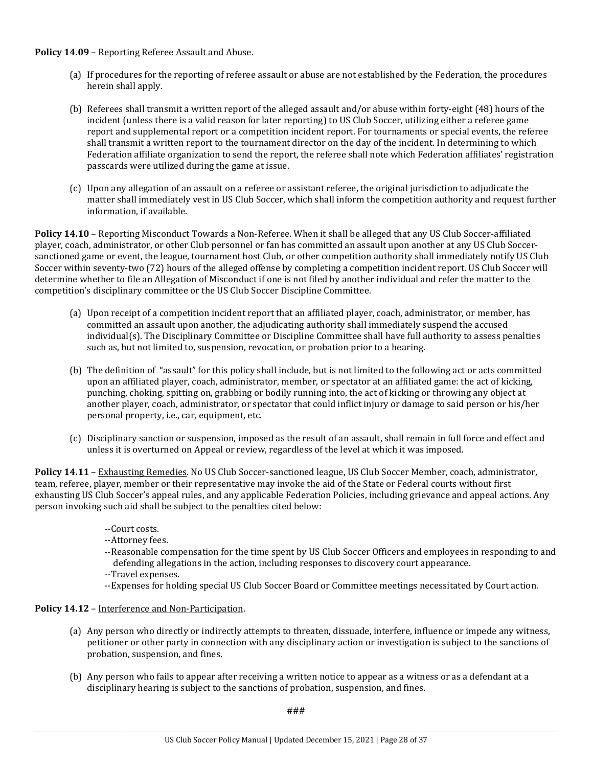**Policy 14.09** – Reporting Referee Assault and Abuse.

(a) If procedures for the reporting of referee assault or abuse are not established by the Federation, the procedures herein shall apply.

(b) Referees shall transmit a written report of the alleged assault and/or abuse within forty-eight (48) hours of the incident (unless there is a valid reason for later reporting) to US Club Soccer, utilizing either a referee game report and supplemental report or a competition incident report. For tournaments or special events, the referee shall transmit a written report to the tournament director on the day of the incident. In determining to which Federation affiliate organization to send the report, the referee shall note which Federation affiliates' registration passcards were utilized during the game at issue.

(c) Upon any allegation of an assault on a referee or assistant referee, the original jurisdiction to adjudicate the matter shall immediately vest in US Club Soccer, which shall inform the competition authority and request further information, if available.

**Policy 14.10** – Reporting Misconduct Towards a Non-Referee. When it shall be alleged that any US Club Soccer-affiliated player, coach, administrator, or other Club personnel or fan has committed an assault upon another at any US Club Soccer-sanctioned game or event, the league, tournament host Club, or other competition authority shall immediately notify US Club Soccer within seventy-two (72) hours of the alleged offense by completing a competition incident report. US Club Soccer will determine whether to file an Allegation of Misconduct if one is not filed by another individual and refer the matter to the competition's disciplinary committee or the US Club Soccer Discipline Committee.

(a) Upon receipt of a competition incident report that an affiliated player, coach, administrator, or member, has committed an assault upon another, the adjudicating authority shall immediately suspend the accused individual(s). The Disciplinary Committee or Discipline Committee shall have full authority to assess penalties such as, but not limited to, suspension, revocation, or probation prior to a hearing.

(b) The definition of "assault" for this policy shall include, but is not limited to the following act or acts committed upon an affiliated player, coach, administrator, member, or spectator at an affiliated game: the act of kicking, punching, choking, spitting on, grabbing or bodily running into, the act of kicking or throwing any object at another player, coach, administrator, or spectator that could inflict injury or damage to said person or his/her personal property, i.e., car, equipment, etc.

(c) Disciplinary sanction or suspension, imposed as the result of an assault, shall remain in full force and effect and unless it is overturned on Appeal or review, regardless of the level at which it was imposed.

**Policy 14.11** – Exhausting Remedies. No US Club Soccer-sanctioned league, US Club Soccer Member, coach, administrator, team, referee, player, member or their representative may invoke the aid of the State or Federal courts without first exhausting US Club Soccer's appeal rules, and any applicable Federation Policies, including grievance and appeal actions. Any person invoking such aid shall be subject to the penalties cited below:

--Court costs.
--Attorney fees.
--Reasonable compensation for the time spent by US Club Soccer Officers and employees in responding to and defending allegations in the action, including responses to discovery court appearance.
--Travel expenses.
--Expenses for holding special US Club Soccer Board or Committee meetings necessitated by Court action.

**Policy 14.12** – Interference and Non-Participation.

(a) Any person who directly or indirectly attempts to threaten, dissuade, interfere, influence or impede any witness, petitioner or other party in connection with any disciplinary action or investigation is subject to the sanctions of probation, suspension, and fines.

(b) Any person who fails to appear after receiving a written notice to appear as a witness or as a defendant at a disciplinary hearing is subject to the sanctions of probation, suspension, and fines.

###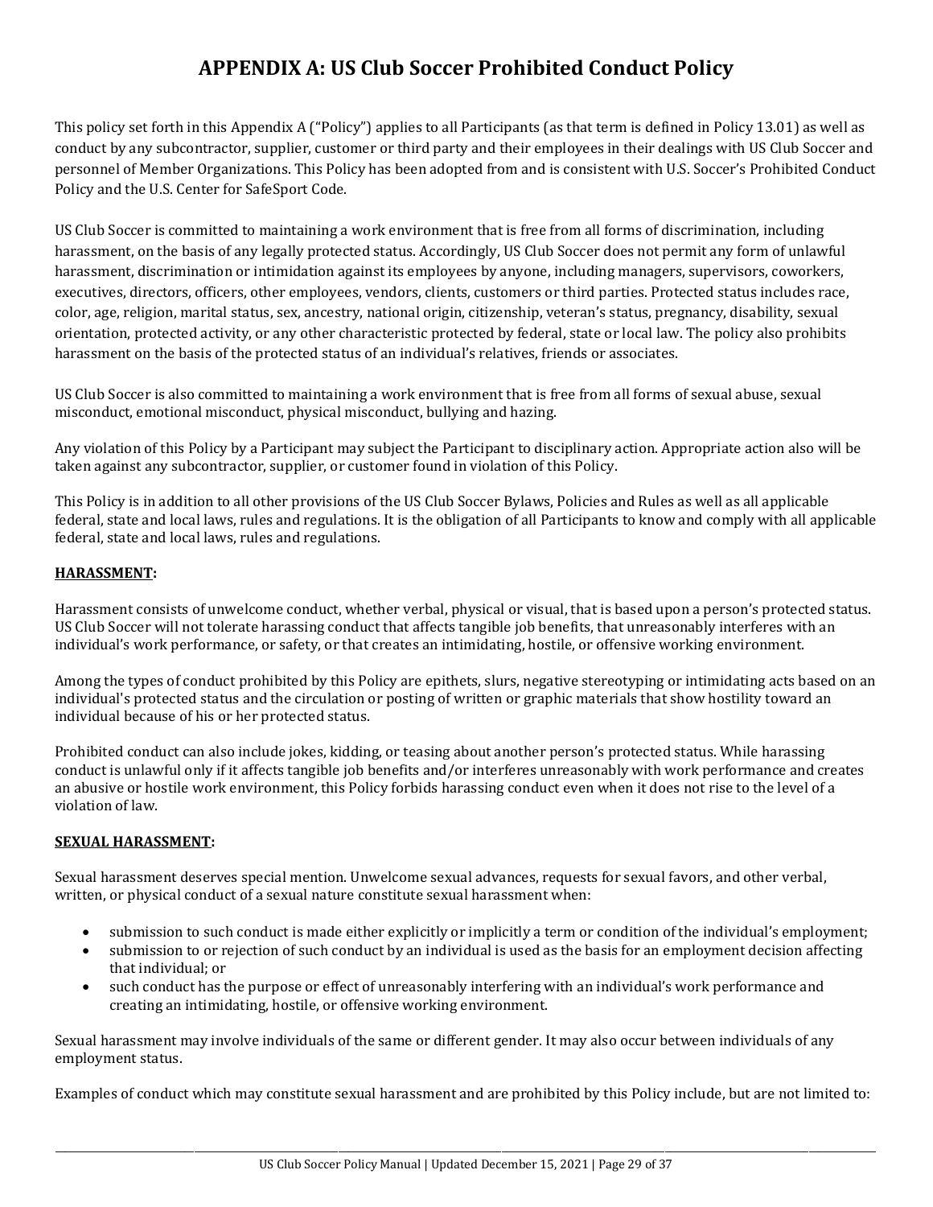# APPENDIX A: US Club Soccer Prohibited Conduct Policy

This policy set forth in this Appendix A ("Policy") applies to all Participants (as that term is defined in Policy 13.01) as well as conduct by any subcontractor, supplier, customer or third party and their employees in their dealings with US Club Soccer and personnel of Member Organizations. This Policy has been adopted from and is consistent with U.S. Soccer's Prohibited Conduct Policy and the U.S. Center for SafeSport Code.

US Club Soccer is committed to maintaining a work environment that is free from all forms of discrimination, including harassment, on the basis of any legally protected status. Accordingly, US Club Soccer does not permit any form of unlawful harassment, discrimination or intimidation against its employees by anyone, including managers, supervisors, coworkers, executives, directors, officers, other employees, vendors, clients, customers or third parties. Protected status includes race, color, age, religion, marital status, sex, ancestry, national origin, citizenship, veteran's status, pregnancy, disability, sexual orientation, protected activity, or any other characteristic protected by federal, state or local law. The policy also prohibits harassment on the basis of the protected status of an individual's relatives, friends or associates.

US Club Soccer is also committed to maintaining a work environment that is free from all forms of sexual abuse, sexual misconduct, emotional misconduct, physical misconduct, bullying and hazing.

Any violation of this Policy by a Participant may subject the Participant to disciplinary action. Appropriate action also will be taken against any subcontractor, supplier, or customer found in violation of this Policy.

This Policy is in addition to all other provisions of the US Club Soccer Bylaws, Policies and Rules as well as all applicable federal, state and local laws, rules and regulations. It is the obligation of all Participants to know and comply with all applicable federal, state and local laws, rules and regulations.

**HARASSMENT:**

Harassment consists of unwelcome conduct, whether verbal, physical or visual, that is based upon a person's protected status. US Club Soccer will not tolerate harassing conduct that affects tangible job benefits, that unreasonably interferes with an individual's work performance, or safety, or that creates an intimidating, hostile, or offensive working environment.

Among the types of conduct prohibited by this Policy are epithets, slurs, negative stereotyping or intimidating acts based on an individual's protected status and the circulation or posting of written or graphic materials that show hostility toward an individual because of his or her protected status.

Prohibited conduct can also include jokes, kidding, or teasing about another person's protected status. While harassing conduct is unlawful only if it affects tangible job benefits and/or interferes unreasonably with work performance and creates an abusive or hostile work environment, this Policy forbids harassing conduct even when it does not rise to the level of a violation of law.

**SEXUAL HARASSMENT:**

Sexual harassment deserves special mention. Unwelcome sexual advances, requests for sexual favors, and other verbal, written, or physical conduct of a sexual nature constitute sexual harassment when:

- submission to such conduct is made either explicitly or implicitly a term or condition of the individual's employment;
- submission to or rejection of such conduct by an individual is used as the basis for an employment decision affecting that individual; or
- such conduct has the purpose or effect of unreasonably interfering with an individual's work performance and creating an intimidating, hostile, or offensive working environment.

Sexual harassment may involve individuals of the same or different gender. It may also occur between individuals of any employment status.

Examples of conduct which may constitute sexual harassment and are prohibited by this Policy include, but are not limited to: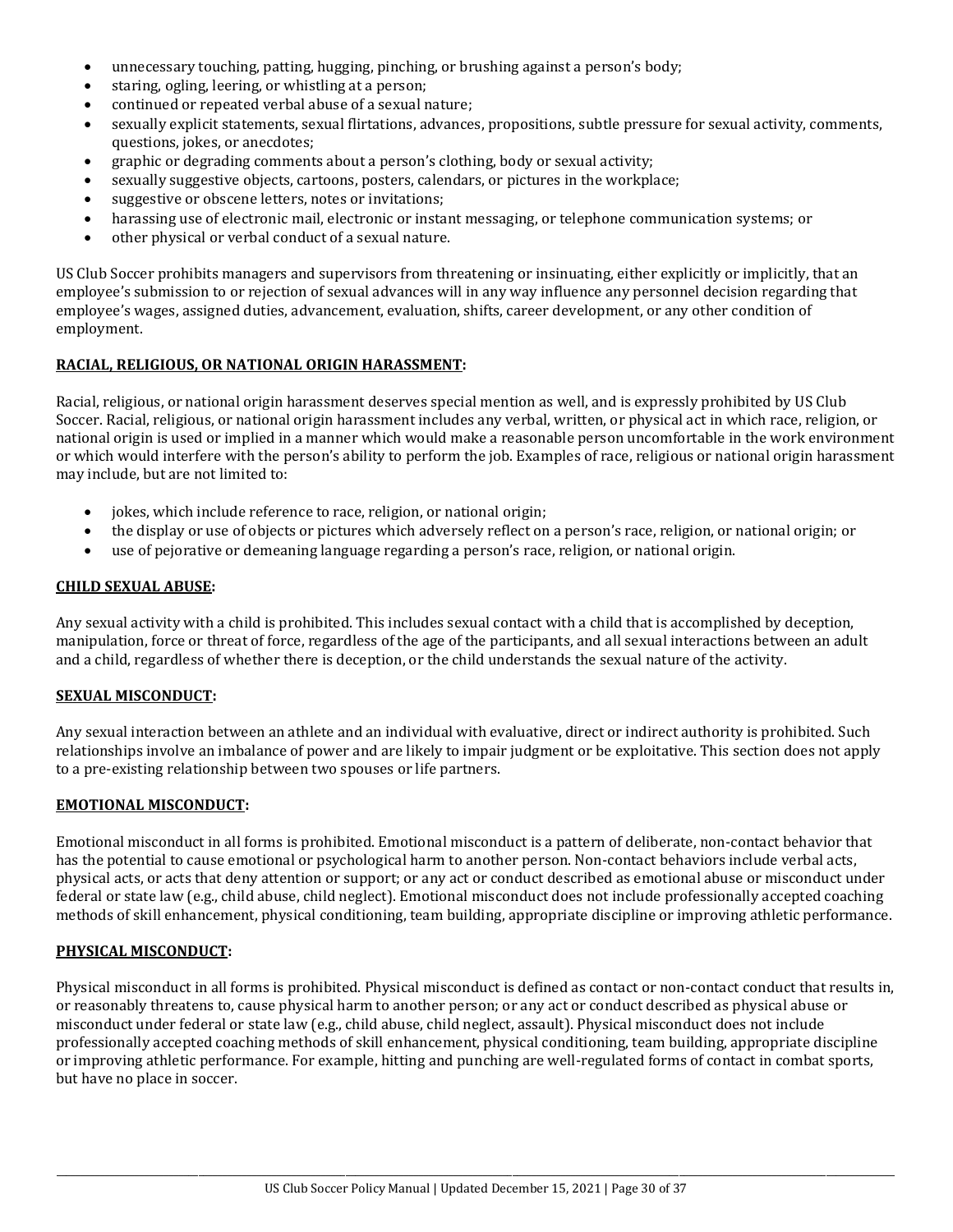- unnecessary touching, patting, hugging, pinching, or brushing against a person's body;
- staring, ogling, leering, or whistling at a person;
- continued or repeated verbal abuse of a sexual nature;
- sexually explicit statements, sexual flirtations, advances, propositions, subtle pressure for sexual activity, comments, questions, jokes, or anecdotes;
- graphic or degrading comments about a person's clothing, body or sexual activity;
- sexually suggestive objects, cartoons, posters, calendars, or pictures in the workplace;
- suggestive or obscene letters, notes or invitations;
- harassing use of electronic mail, electronic or instant messaging, or telephone communication systems; or
- other physical or verbal conduct of a sexual nature.

US Club Soccer prohibits managers and supervisors from threatening or insinuating, either explicitly or implicitly, that an employee's submission to or rejection of sexual advances will in any way influence any personnel decision regarding that employee's wages, assigned duties, advancement, evaluation, shifts, career development, or any other condition of employment.

**RACIAL, RELIGIOUS, OR NATIONAL ORIGIN HARASSMENT:**

Racial, religious, or national origin harassment deserves special mention as well, and is expressly prohibited by US Club Soccer. Racial, religious, or national origin harassment includes any verbal, written, or physical act in which race, religion, or national origin is used or implied in a manner which would make a reasonable person uncomfortable in the work environment or which would interfere with the person's ability to perform the job. Examples of race, religious or national origin harassment may include, but are not limited to:

- jokes, which include reference to race, religion, or national origin;
- the display or use of objects or pictures which adversely reflect on a person's race, religion, or national origin; or
- use of pejorative or demeaning language regarding a person's race, religion, or national origin.

**CHILD SEXUAL ABUSE:**

Any sexual activity with a child is prohibited. This includes sexual contact with a child that is accomplished by deception, manipulation, force or threat of force, regardless of the age of the participants, and all sexual interactions between an adult and a child, regardless of whether there is deception, or the child understands the sexual nature of the activity.

**SEXUAL MISCONDUCT:**

Any sexual interaction between an athlete and an individual with evaluative, direct or indirect authority is prohibited. Such relationships involve an imbalance of power and are likely to impair judgment or be exploitative. This section does not apply to a pre-existing relationship between two spouses or life partners.

**EMOTIONAL MISCONDUCT:**

Emotional misconduct in all forms is prohibited. Emotional misconduct is a pattern of deliberate, non-contact behavior that has the potential to cause emotional or psychological harm to another person. Non-contact behaviors include verbal acts, physical acts, or acts that deny attention or support; or any act or conduct described as emotional abuse or misconduct under federal or state law (e.g., child abuse, child neglect). Emotional misconduct does not include professionally accepted coaching methods of skill enhancement, physical conditioning, team building, appropriate discipline or improving athletic performance.

**PHYSICAL MISCONDUCT:**

Physical misconduct in all forms is prohibited. Physical misconduct is defined as contact or non-contact conduct that results in, or reasonably threatens to, cause physical harm to another person; or any act or conduct described as physical abuse or misconduct under federal or state law (e.g., child abuse, child neglect, assault). Physical misconduct does not include professionally accepted coaching methods of skill enhancement, physical conditioning, team building, appropriate discipline or improving athletic performance. For example, hitting and punching are well-regulated forms of contact in combat sports, but have no place in soccer.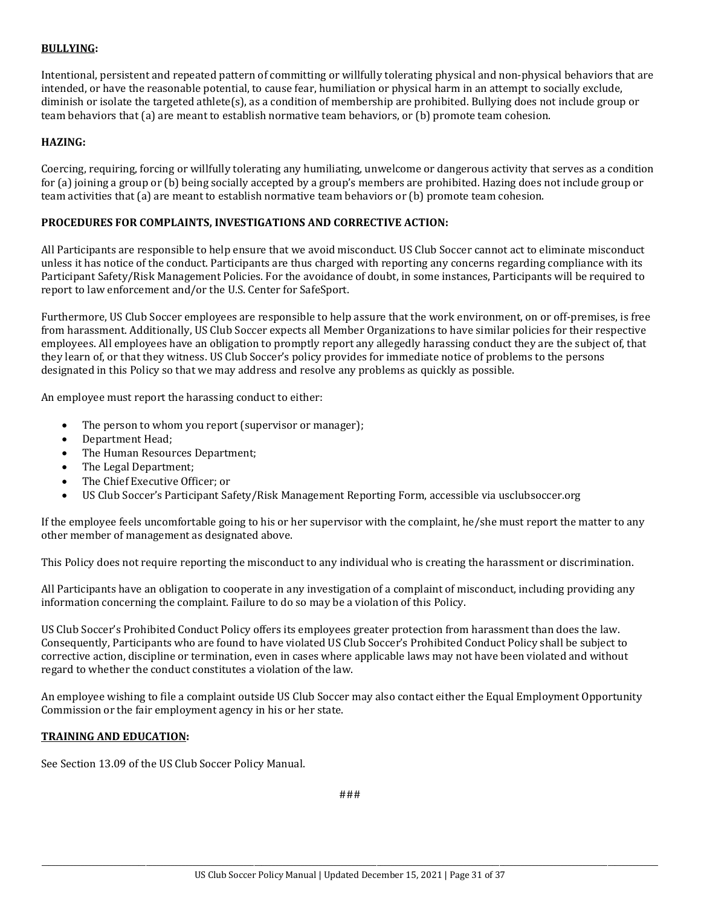**BULLYING:**

Intentional, persistent and repeated pattern of committing or willfully tolerating physical and non-physical behaviors that are intended, or have the reasonable potential, to cause fear, humiliation or physical harm in an attempt to socially exclude, diminish or isolate the targeted athlete(s), as a condition of membership are prohibited. Bullying does not include group or team behaviors that (a) are meant to establish normative team behaviors, or (b) promote team cohesion.

**HAZING:**

Coercing, requiring, forcing or willfully tolerating any humiliating, unwelcome or dangerous activity that serves as a condition for (a) joining a group or (b) being socially accepted by a group's members are prohibited. Hazing does not include group or team activities that (a) are meant to establish normative team behaviors or (b) promote team cohesion.

**PROCEDURES FOR COMPLAINTS, INVESTIGATIONS AND CORRECTIVE ACTION:**

All Participants are responsible to help ensure that we avoid misconduct. US Club Soccer cannot act to eliminate misconduct unless it has notice of the conduct. Participants are thus charged with reporting any concerns regarding compliance with its Participant Safety/Risk Management Policies. For the avoidance of doubt, in some instances, Participants will be required to report to law enforcement and/or the U.S. Center for SafeSport.

Furthermore, US Club Soccer employees are responsible to help assure that the work environment, on or off-premises, is free from harassment. Additionally, US Club Soccer expects all Member Organizations to have similar policies for their respective employees. All employees have an obligation to promptly report any allegedly harassing conduct they are the subject of, that they learn of, or that they witness. US Club Soccer's policy provides for immediate notice of problems to the persons designated in this Policy so that we may address and resolve any problems as quickly as possible.

An employee must report the harassing conduct to either:

- The person to whom you report (supervisor or manager);
- Department Head;
- The Human Resources Department;
- The Legal Department;
- The Chief Executive Officer; or
- US Club Soccer's Participant Safety/Risk Management Reporting Form, accessible via usclubsoccer.org

If the employee feels uncomfortable going to his or her supervisor with the complaint, he/she must report the matter to any other member of management as designated above.

This Policy does not require reporting the misconduct to any individual who is creating the harassment or discrimination.

All Participants have an obligation to cooperate in any investigation of a complaint of misconduct, including providing any information concerning the complaint. Failure to do so may be a violation of this Policy.

US Club Soccer's Prohibited Conduct Policy offers its employees greater protection from harassment than does the law. Consequently, Participants who are found to have violated US Club Soccer's Prohibited Conduct Policy shall be subject to corrective action, discipline or termination, even in cases where applicable laws may not have been violated and without regard to whether the conduct constitutes a violation of the law.

An employee wishing to file a complaint outside US Club Soccer may also contact either the Equal Employment Opportunity Commission or the fair employment agency in his or her state.

**TRAINING AND EDUCATION:**

See Section 13.09 of the US Club Soccer Policy Manual.

###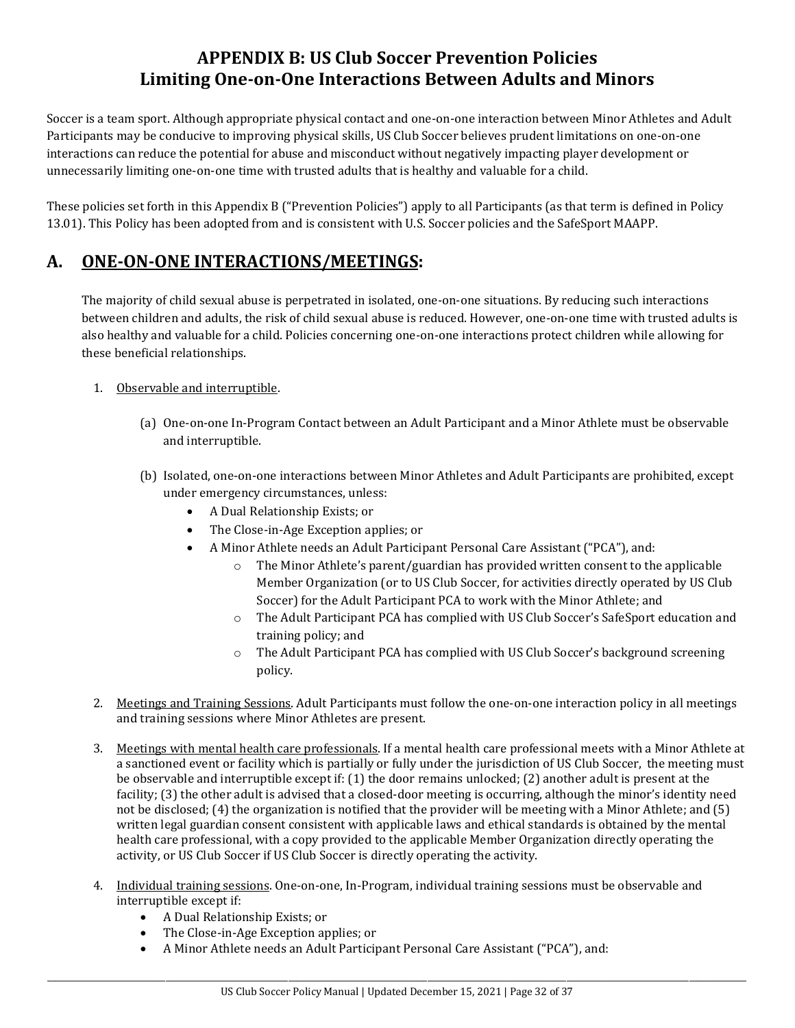# APPENDIX B: US Club Soccer Prevention Policies Limiting One-on-One Interactions Between Adults and Minors

Soccer is a team sport. Although appropriate physical contact and one-on-one interaction between Minor Athletes and Adult Participants may be conducive to improving physical skills, US Club Soccer believes prudent limitations on one-on-one interactions can reduce the potential for abuse and misconduct without negatively impacting player development or unnecessarily limiting one-on-one time with trusted adults that is healthy and valuable for a child.

These policies set forth in this Appendix B ("Prevention Policies") apply to all Participants (as that term is defined in Policy 13.01). This Policy has been adopted from and is consistent with U.S. Soccer policies and the SafeSport MAAPP.

## A. ONE-ON-ONE INTERACTIONS/MEETINGS:

The majority of child sexual abuse is perpetrated in isolated, one-on-one situations. By reducing such interactions between children and adults, the risk of child sexual abuse is reduced. However, one-on-one time with trusted adults is also healthy and valuable for a child. Policies concerning one-on-one interactions protect children while allowing for these beneficial relationships.

1. Observable and interruptible.

   (a) One-on-one In-Program Contact between an Adult Participant and a Minor Athlete must be observable and interruptible.

   (b) Isolated, one-on-one interactions between Minor Athletes and Adult Participants are prohibited, except under emergency circumstances, unless:
   - A Dual Relationship Exists; or
   - The Close-in-Age Exception applies; or
   - A Minor Athlete needs an Adult Participant Personal Care Assistant ("PCA"), and:
     - The Minor Athlete's parent/guardian has provided written consent to the applicable Member Organization (or to US Club Soccer, for activities directly operated by US Club Soccer) for the Adult Participant PCA to work with the Minor Athlete; and
     - The Adult Participant PCA has complied with US Club Soccer's SafeSport education and training policy; and
     - The Adult Participant PCA has complied with US Club Soccer's background screening policy.

2. Meetings and Training Sessions. Adult Participants must follow the one-on-one interaction policy in all meetings and training sessions where Minor Athletes are present.

3. Meetings with mental health care professionals. If a mental health care professional meets with a Minor Athlete at a sanctioned event or facility which is partially or fully under the jurisdiction of US Club Soccer, the meeting must be observable and interruptible except if: (1) the door remains unlocked; (2) another adult is present at the facility; (3) the other adult is advised that a closed-door meeting is occurring, although the minor's identity need not be disclosed; (4) the organization is notified that the provider will be meeting with a Minor Athlete; and (5) written legal guardian consent consistent with applicable laws and ethical standards is obtained by the mental health care professional, with a copy provided to the applicable Member Organization directly operating the activity, or US Club Soccer if US Club Soccer is directly operating the activity.

4. Individual training sessions. One-on-one, In-Program, individual training sessions must be observable and interruptible except if:
   - A Dual Relationship Exists; or
   - The Close-in-Age Exception applies; or
   - A Minor Athlete needs an Adult Participant Personal Care Assistant ("PCA"), and: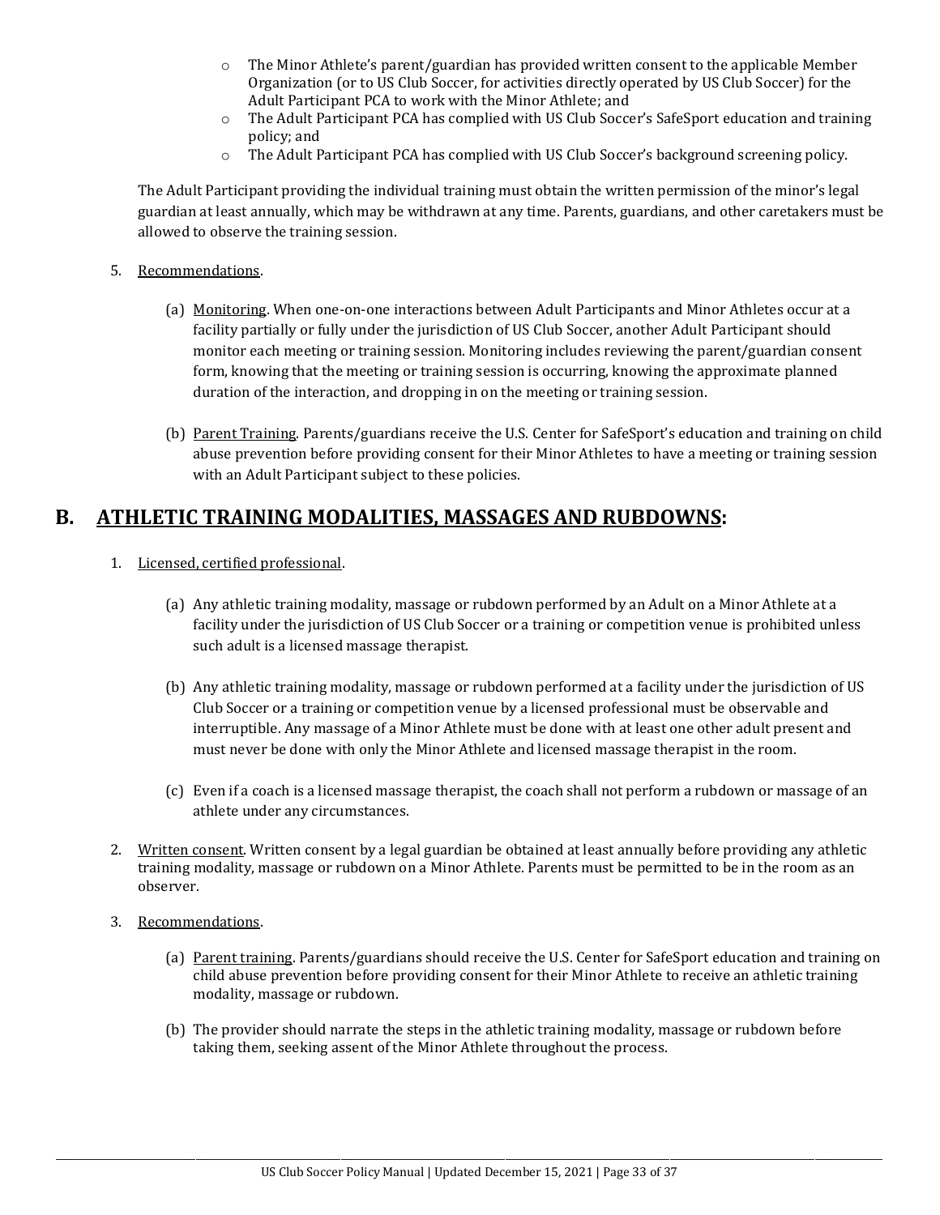- The Minor Athlete's parent/guardian has provided written consent to the applicable Member Organization (or to US Club Soccer, for activities directly operated by US Club Soccer) for the Adult Participant PCA to work with the Minor Athlete; and
- The Adult Participant PCA has complied with US Club Soccer's SafeSport education and training policy; and
- The Adult Participant PCA has complied with US Club Soccer's background screening policy.

The Adult Participant providing the individual training must obtain the written permission of the minor's legal guardian at least annually, which may be withdrawn at any time. Parents, guardians, and other caretakers must be allowed to observe the training session.

5. Recommendations.

   (a) Monitoring. When one-on-one interactions between Adult Participants and Minor Athletes occur at a facility partially or fully under the jurisdiction of US Club Soccer, another Adult Participant should monitor each meeting or training session. Monitoring includes reviewing the parent/guardian consent form, knowing that the meeting or training session is occurring, knowing the approximate planned duration of the interaction, and dropping in on the meeting or training session.

   (b) Parent Training. Parents/guardians receive the U.S. Center for SafeSport's education and training on child abuse prevention before providing consent for their Minor Athletes to have a meeting or training session with an Adult Participant subject to these policies.

## B. ATHLETIC TRAINING MODALITIES, MASSAGES AND RUBDOWNS:

1. Licensed, certified professional.

   (a) Any athletic training modality, massage or rubdown performed by an Adult on a Minor Athlete at a facility under the jurisdiction of US Club Soccer or a training or competition venue is prohibited unless such adult is a licensed massage therapist.

   (b) Any athletic training modality, massage or rubdown performed at a facility under the jurisdiction of US Club Soccer or a training or competition venue by a licensed professional must be observable and interruptible. Any massage of a Minor Athlete must be done with at least one other adult present and must never be done with only the Minor Athlete and licensed massage therapist in the room.

   (c) Even if a coach is a licensed massage therapist, the coach shall not perform a rubdown or massage of an athlete under any circumstances.

2. Written consent. Written consent by a legal guardian be obtained at least annually before providing any athletic training modality, massage or rubdown on a Minor Athlete. Parents must be permitted to be in the room as an observer.

3. Recommendations.

   (a) Parent training. Parents/guardians should receive the U.S. Center for SafeSport education and training on child abuse prevention before providing consent for their Minor Athlete to receive an athletic training modality, massage or rubdown.

   (b) The provider should narrate the steps in the athletic training modality, massage or rubdown before taking them, seeking assent of the Minor Athlete throughout the process.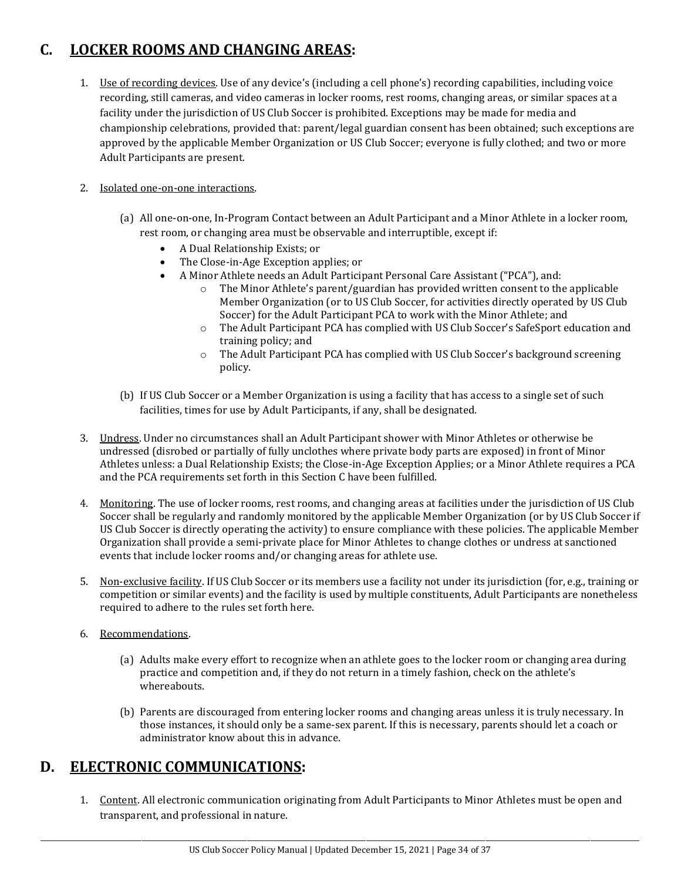## C. LOCKER ROOMS AND CHANGING AREAS:

1. Use of recording devices. Use of any device's (including a cell phone's) recording capabilities, including voice recording, still cameras, and video cameras in locker rooms, rest rooms, changing areas, or similar spaces at a facility under the jurisdiction of US Club Soccer is prohibited. Exceptions may be made for media and championship celebrations, provided that: parent/legal guardian consent has been obtained; such exceptions are approved by the applicable Member Organization or US Club Soccer; everyone is fully clothed; and two or more Adult Participants are present.

2. Isolated one-on-one interactions.

   (a) All one-on-one, In-Program Contact between an Adult Participant and a Minor Athlete in a locker room, rest room, or changing area must be observable and interruptible, except if:
   - A Dual Relationship Exists; or
   - The Close-in-Age Exception applies; or
   - A Minor Athlete needs an Adult Participant Personal Care Assistant ("PCA"), and:
     - The Minor Athlete's parent/guardian has provided written consent to the applicable Member Organization (or to US Club Soccer, for activities directly operated by US Club Soccer) for the Adult Participant PCA to work with the Minor Athlete; and
     - The Adult Participant PCA has complied with US Club Soccer's SafeSport education and training policy; and
     - The Adult Participant PCA has complied with US Club Soccer's background screening policy.

   (b) If US Club Soccer or a Member Organization is using a facility that has access to a single set of such facilities, times for use by Adult Participants, if any, shall be designated.

3. Undress. Under no circumstances shall an Adult Participant shower with Minor Athletes or otherwise be undressed (disrobed or partially of fully unclothes where private body parts are exposed) in front of Minor Athletes unless: a Dual Relationship Exists; the Close-in-Age Exception Applies; or a Minor Athlete requires a PCA and the PCA requirements set forth in this Section C have been fulfilled.

4. Monitoring. The use of locker rooms, rest rooms, and changing areas at facilities under the jurisdiction of US Club Soccer shall be regularly and randomly monitored by the applicable Member Organization (or by US Club Soccer if US Club Soccer is directly operating the activity) to ensure compliance with these policies. The applicable Member Organization shall provide a semi-private place for Minor Athletes to change clothes or undress at sanctioned events that include locker rooms and/or changing areas for athlete use.

5. Non-exclusive facility. If US Club Soccer or its members use a facility not under its jurisdiction (for, e.g., training or competition or similar events) and the facility is used by multiple constituents, Adult Participants are nonetheless required to adhere to the rules set forth here.

6. Recommendations.

   (a) Adults make every effort to recognize when an athlete goes to the locker room or changing area during practice and competition and, if they do not return in a timely fashion, check on the athlete's whereabouts.

   (b) Parents are discouraged from entering locker rooms and changing areas unless it is truly necessary. In those instances, it should only be a same-sex parent. If this is necessary, parents should let a coach or administrator know about this in advance.

## D. ELECTRONIC COMMUNICATIONS:

1. Content. All electronic communication originating from Adult Participants to Minor Athletes must be open and transparent, and professional in nature.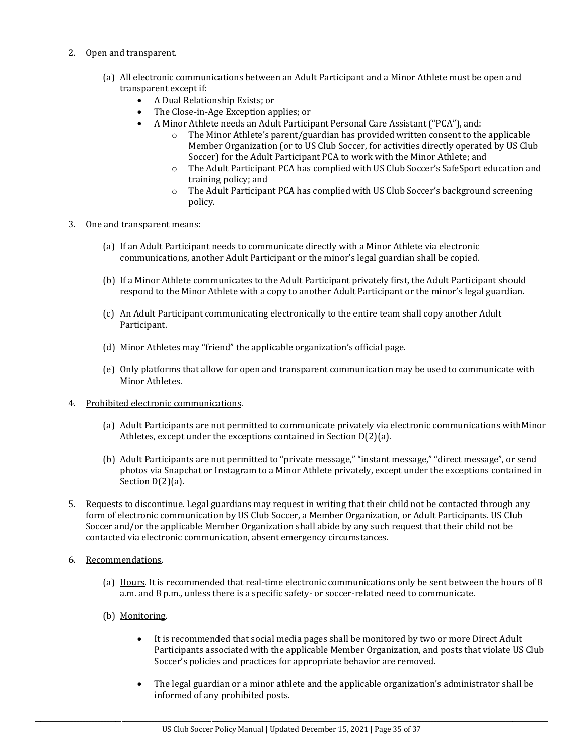2. Open and transparent.

    (a) All electronic communications between an Adult Participant and a Minor Athlete must be open and transparent except if:
    - A Dual Relationship Exists; or
    - The Close-in-Age Exception applies; or
    - A Minor Athlete needs an Adult Participant Personal Care Assistant ("PCA"), and:
        - The Minor Athlete's parent/guardian has provided written consent to the applicable Member Organization (or to US Club Soccer, for activities directly operated by US Club Soccer) for the Adult Participant PCA to work with the Minor Athlete; and
        - The Adult Participant PCA has complied with US Club Soccer's SafeSport education and training policy; and
        - The Adult Participant PCA has complied with US Club Soccer's background screening policy.

3. One and transparent means:

    (a) If an Adult Participant needs to communicate directly with a Minor Athlete via electronic communications, another Adult Participant or the minor's legal guardian shall be copied.

    (b) If a Minor Athlete communicates to the Adult Participant privately first, the Adult Participant should respond to the Minor Athlete with a copy to another Adult Participant or the minor's legal guardian.

    (c) An Adult Participant communicating electronically to the entire team shall copy another Adult Participant.

    (d) Minor Athletes may "friend" the applicable organization's official page.

    (e) Only platforms that allow for open and transparent communication may be used to communicate with Minor Athletes.

4. Prohibited electronic communications.

    (a) Adult Participants are not permitted to communicate privately via electronic communications withMinor Athletes, except under the exceptions contained in Section D(2)(a).

    (b) Adult Participants are not permitted to "private message," "instant message," "direct message", or send photos via Snapchat or Instagram to a Minor Athlete privately, except under the exceptions contained in Section D(2)(a).

5. Requests to discontinue. Legal guardians may request in writing that their child not be contacted through any form of electronic communication by US Club Soccer, a Member Organization, or Adult Participants. US Club Soccer and/or the applicable Member Organization shall abide by any such request that their child not be contacted via electronic communication, absent emergency circumstances.

6. Recommendations.

    (a) Hours. It is recommended that real-time electronic communications only be sent between the hours of 8 a.m. and 8 p.m., unless there is a specific safety- or soccer-related need to communicate.

    (b) Monitoring.

    - It is recommended that social media pages shall be monitored by two or more Direct Adult Participants associated with the applicable Member Organization, and posts that violate US Club Soccer's policies and practices for appropriate behavior are removed.

    - The legal guardian or a minor athlete and the applicable organization's administrator shall be informed of any prohibited posts.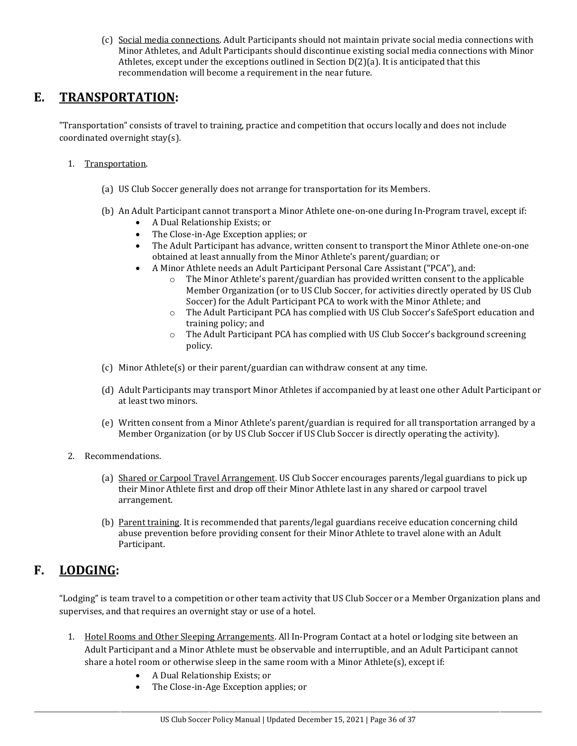(c) Social media connections. Adult Participants should not maintain private social media connections with Minor Athletes, and Adult Participants should discontinue existing social media connections with Minor Athletes, except under the exceptions outlined in Section D(2)(a). It is anticipated that this recommendation will become a requirement in the near future.

## E. TRANSPORTATION:

"Transportation" consists of travel to training, practice and competition that occurs locally and does not include coordinated overnight stay(s).

1. Transportation.

   (a) US Club Soccer generally does not arrange for transportation for its Members.

   (b) An Adult Participant cannot transport a Minor Athlete one-on-one during In-Program travel, except if:
      - A Dual Relationship Exists; or
      - The Close-in-Age Exception applies; or
      - The Adult Participant has advance, written consent to transport the Minor Athlete one-on-one obtained at least annually from the Minor Athlete's parent/guardian; or
      - A Minor Athlete needs an Adult Participant Personal Care Assistant ("PCA"), and:
         - The Minor Athlete's parent/guardian has provided written consent to the applicable Member Organization (or to US Club Soccer, for activities directly operated by US Club Soccer) for the Adult Participant PCA to work with the Minor Athlete; and
         - The Adult Participant PCA has complied with US Club Soccer's SafeSport education and training policy; and
         - The Adult Participant PCA has complied with US Club Soccer's background screening policy.

   (c) Minor Athlete(s) or their parent/guardian can withdraw consent at any time.

   (d) Adult Participants may transport Minor Athletes if accompanied by at least one other Adult Participant or at least two minors.

   (e) Written consent from a Minor Athlete's parent/guardian is required for all transportation arranged by a Member Organization (or by US Club Soccer if US Club Soccer is directly operating the activity).

2. Recommendations.

   (a) Shared or Carpool Travel Arrangement. US Club Soccer encourages parents/legal guardians to pick up their Minor Athlete first and drop off their Minor Athlete last in any shared or carpool travel arrangement.

   (b) Parent training. It is recommended that parents/legal guardians receive education concerning child abuse prevention before providing consent for their Minor Athlete to travel alone with an Adult Participant.

## F. LODGING:

"Lodging" is team travel to a competition or other team activity that US Club Soccer or a Member Organization plans and supervises, and that requires an overnight stay or use of a hotel.

1. Hotel Rooms and Other Sleeping Arrangements. All In-Program Contact at a hotel or lodging site between an Adult Participant and a Minor Athlete must be observable and interruptible, and an Adult Participant cannot share a hotel room or otherwise sleep in the same room with a Minor Athlete(s), except if:
   - A Dual Relationship Exists; or
   - The Close-in-Age Exception applies; or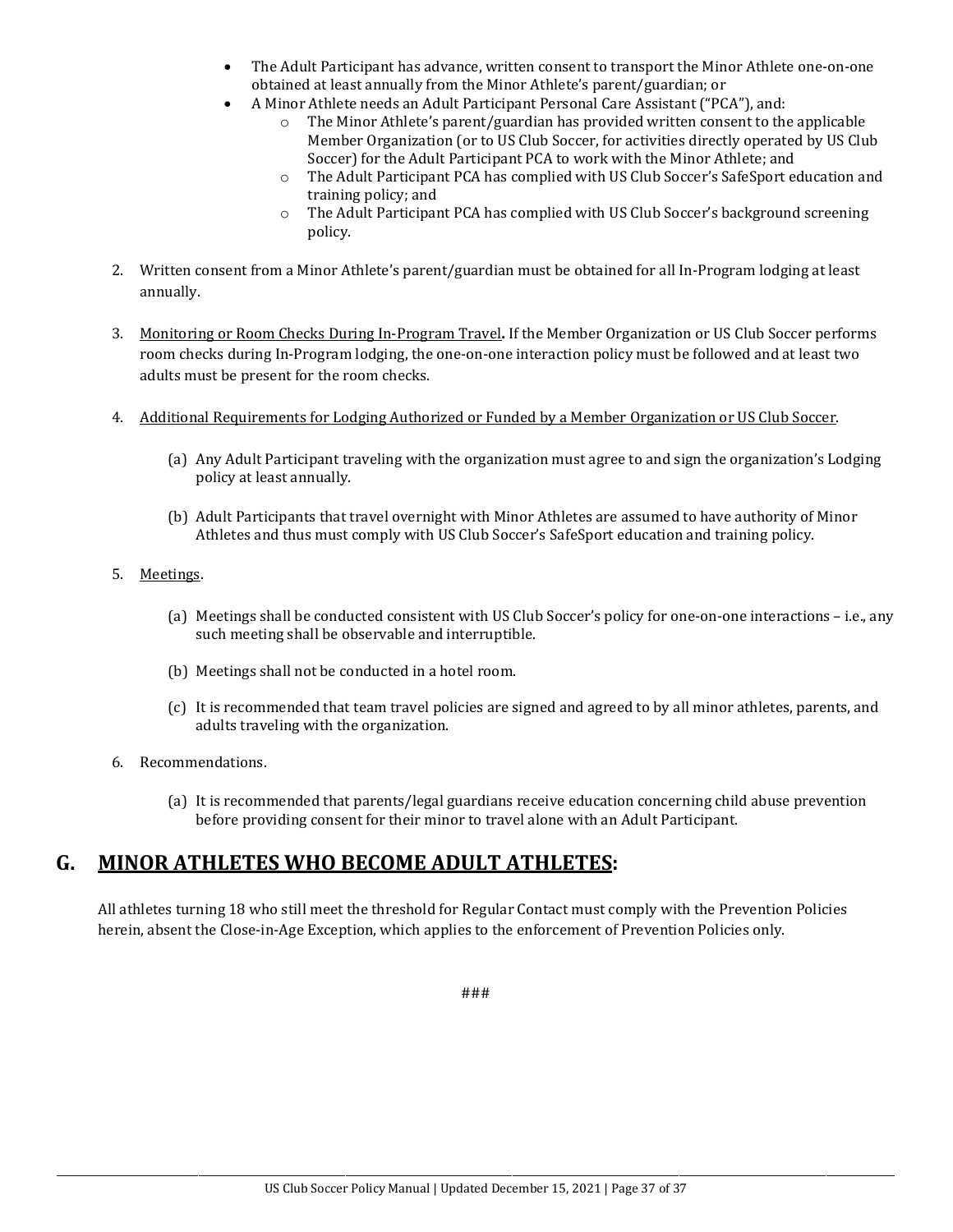- The Adult Participant has advance, written consent to transport the Minor Athlete one-on-one obtained at least annually from the Minor Athlete's parent/guardian; or
- A Minor Athlete needs an Adult Participant Personal Care Assistant ("PCA"), and:
    - The Minor Athlete's parent/guardian has provided written consent to the applicable Member Organization (or to US Club Soccer, for activities directly operated by US Club Soccer) for the Adult Participant PCA to work with the Minor Athlete; and
    - The Adult Participant PCA has complied with US Club Soccer's SafeSport education and training policy; and
    - The Adult Participant PCA has complied with US Club Soccer's background screening policy.

2. Written consent from a Minor Athlete's parent/guardian must be obtained for all In-Program lodging at least annually.

3. <u>Monitoring or Room Checks During In-Program Travel</u>**.** If the Member Organization or US Club Soccer performs room checks during In-Program lodging, the one-on-one interaction policy must be followed and at least two adults must be present for the room checks.

4. <u>Additional Requirements for Lodging Authorized or Funded by a Member Organization or US Club Soccer</u>.

    (a) Any Adult Participant traveling with the organization must agree to and sign the organization's Lodging policy at least annually.

    (b) Adult Participants that travel overnight with Minor Athletes are assumed to have authority of Minor Athletes and thus must comply with US Club Soccer's SafeSport education and training policy.

5. <u>Meetings</u>.

    (a) Meetings shall be conducted consistent with US Club Soccer's policy for one-on-one interactions – i.e., any such meeting shall be observable and interruptible.

    (b) Meetings shall not be conducted in a hotel room.

    (c) It is recommended that team travel policies are signed and agreed to by all minor athletes, parents, and adults traveling with the organization.

6. Recommendations.

    (a) It is recommended that parents/legal guardians receive education concerning child abuse prevention before providing consent for their minor to travel alone with an Adult Participant.

## G. <u>MINOR ATHLETES WHO BECOME ADULT ATHLETES</u>:

All athletes turning 18 who still meet the threshold for Regular Contact must comply with the Prevention Policies herein, absent the Close-in-Age Exception, which applies to the enforcement of Prevention Policies only.

###